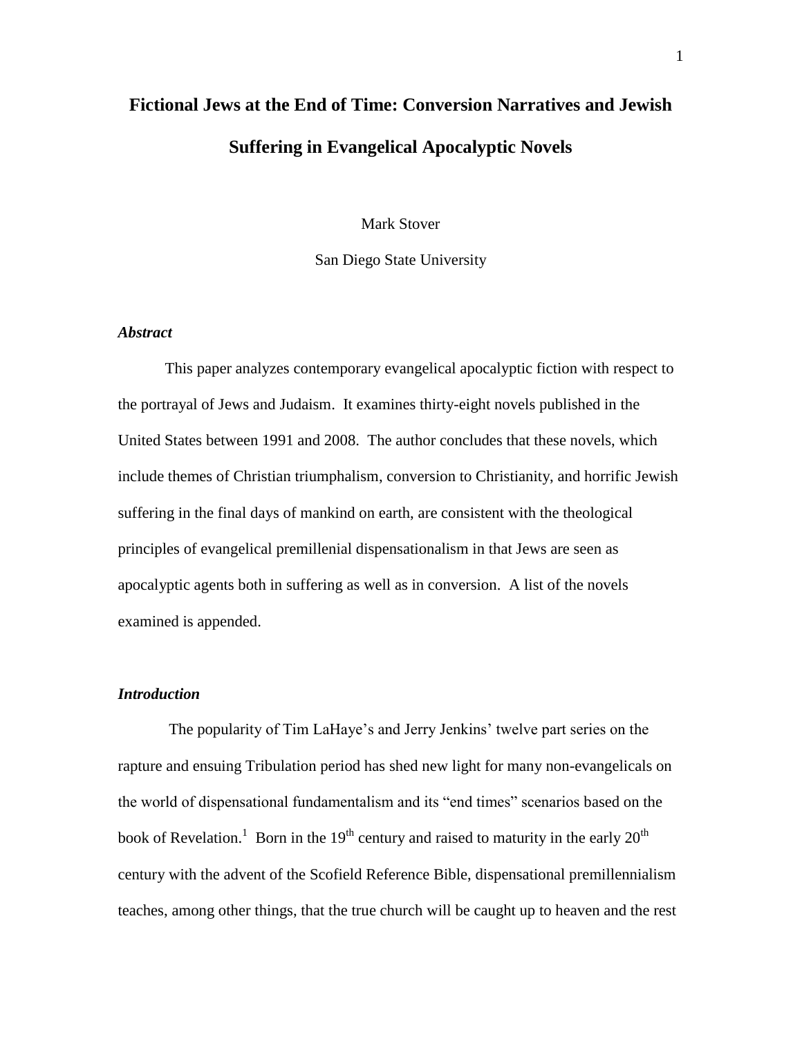# Fictional Jews at the End of Time: Conversion Narratives and Jewish Suffering in Evangelical Apocalyptic Novels

Mark Stover

San Diego State University

### *Abstract*

This paper analyzes contemporary evangelical apocalyptic fiction with respect to the portrayal of Jews and Judaism. It examines thirty-eight novels published in the United States between 1991 and 2008. The author concludes that these novels, which include themes of Christian triumphalism, conversion to Christianity, and horrific Jewish suffering in the final days of mankind on earth, are consistent with the theological principles of evangelical premillenial dispensationalism in that Jews are seen as apocalyptic agents both in suffering as well as in conversion. A list of the novels examined is appended.

### *Introduction*

The popularity of Tim LaHaye's and Jerry Jenkins' twelve part series on the rapture and ensuing Tribulation period has shed new light for many non-evangelicals on the world of dispensational fundamentalism and its "end times" scenarios based on the book of Revelation.[1] Born in the 19th century and raised to maturity in the early 20th century with the advent of the Scofield Reference Bible, dispensational premillennialism teaches, among other things, that the true church will be caught up to heaven and the rest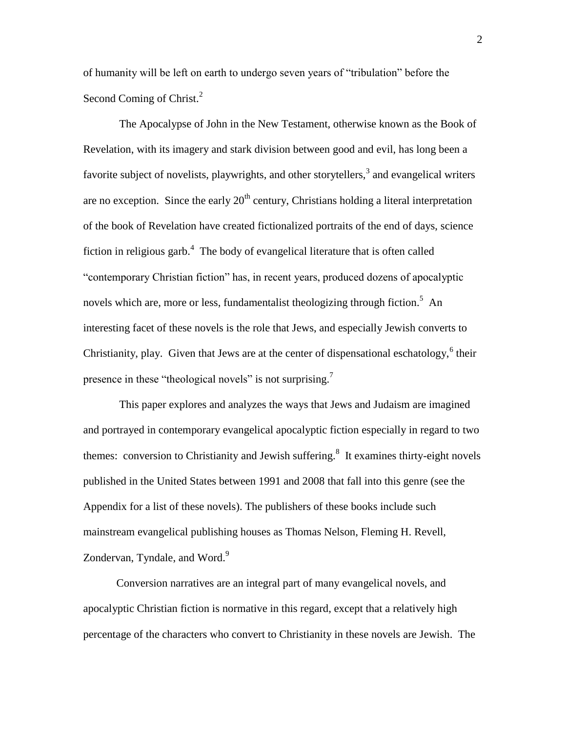of humanity will be left on earth to undergo seven years of "tribulation" before the Second Coming of Christ.[2]

The Apocalypse of John in the New Testament, otherwise known as the Book of Revelation, with its imagery and stark division between good and evil, has long been a favorite subject of novelists, playwrights, and other storytellers,[3] and evangelical writers are no exception. Since the early 20th century, Christians holding a literal interpretation of the book of Revelation have created fictionalized portraits of the end of days, science fiction in religious garb.[4] The body of evangelical literature that is often called "contemporary Christian fiction" has, in recent years, produced dozens of apocalyptic novels which are, more or less, fundamentalist theologizing through fiction.[5] An interesting facet of these novels is the role that Jews, and especially Jewish converts to Christianity, play. Given that Jews are at the center of dispensational eschatology,[6] their presence in these "theological novels" is not surprising.[7]

This paper explores and analyzes the ways that Jews and Judaism are imagined and portrayed in contemporary evangelical apocalyptic fiction especially in regard to two themes: conversion to Christianity and Jewish suffering.[8] It examines thirty-eight novels published in the United States between 1991 and 2008 that fall into this genre (see the Appendix for a list of these novels). The publishers of these books include such mainstream evangelical publishing houses as Thomas Nelson, Fleming H. Revell, Zondervan, Tyndale, and Word.[9]

Conversion narratives are an integral part of many evangelical novels, and apocalyptic Christian fiction is normative in this regard, except that a relatively high percentage of the characters who convert to Christianity in these novels are Jewish. The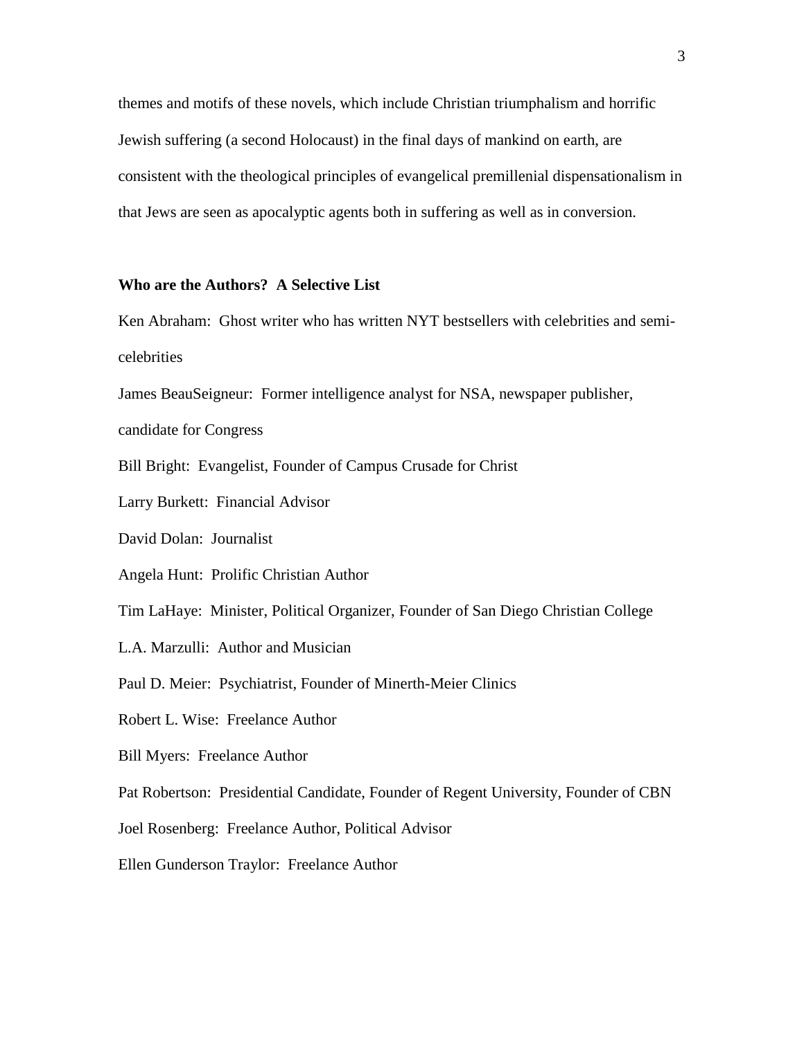themes and motifs of these novels, which include Christian triumphalism and horrific Jewish suffering (a second Holocaust) in the final days of mankind on earth, are consistent with the theological principles of evangelical premillenial dispensationalism in that Jews are seen as apocalyptic agents both in suffering as well as in conversion.

**Who are the Authors? A Selective List**

Ken Abraham: Ghost writer who has written NYT bestsellers with celebrities and semi-celebrities

James BeauSeigneur: Former intelligence analyst for NSA, newspaper publisher, candidate for Congress

Bill Bright: Evangelist, Founder of Campus Crusade for Christ

Larry Burkett: Financial Advisor

David Dolan: Journalist

Angela Hunt: Prolific Christian Author

Tim LaHaye: Minister, Political Organizer, Founder of San Diego Christian College

L.A. Marzulli: Author and Musician

Paul D. Meier: Psychiatrist, Founder of Minerth-Meier Clinics

Robert L. Wise: Freelance Author

Bill Myers: Freelance Author

Pat Robertson: Presidential Candidate, Founder of Regent University, Founder of CBN

Joel Rosenberg: Freelance Author, Political Advisor

Ellen Gunderson Traylor: Freelance Author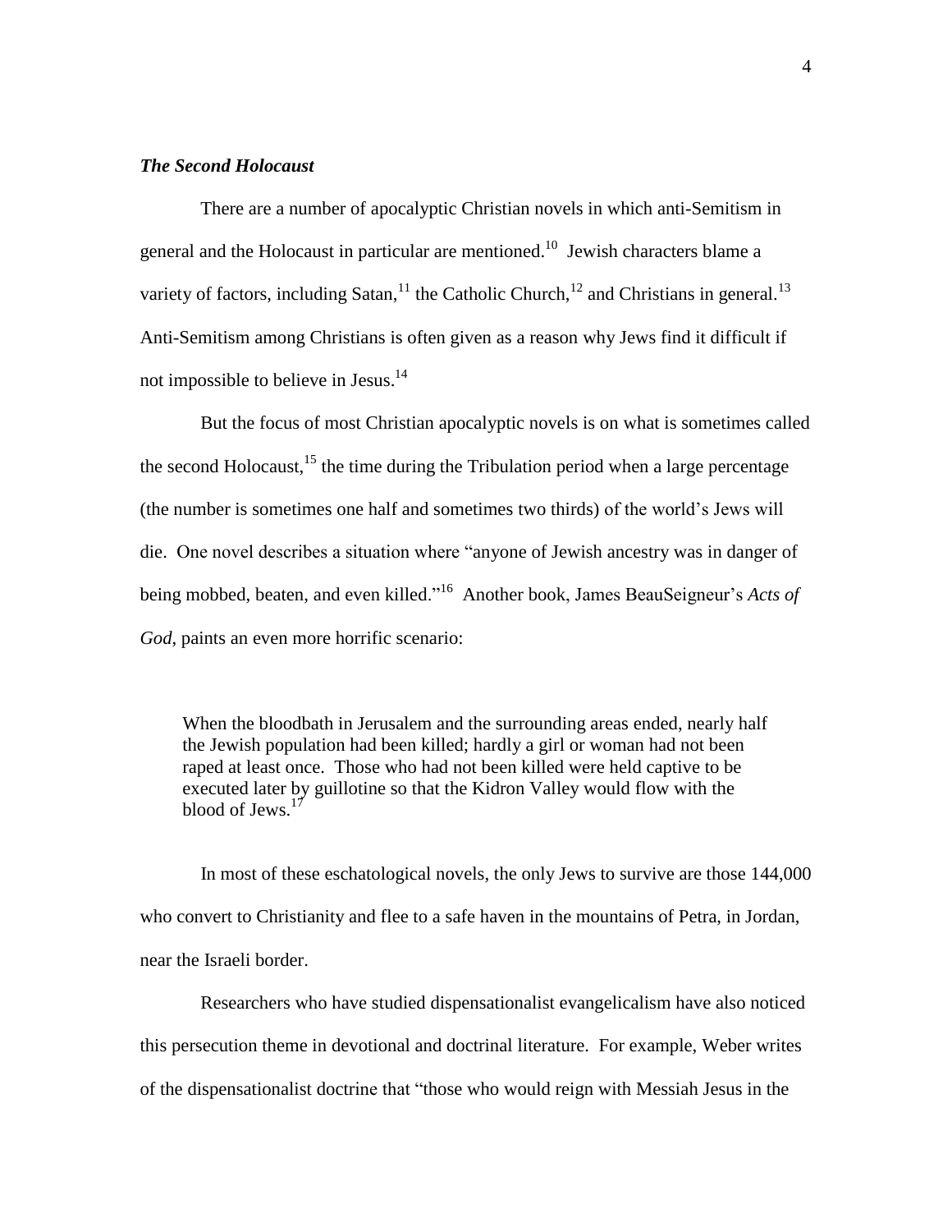### ***The Second Holocaust***

There are a number of apocalyptic Christian novels in which anti-Semitism in general and the Holocaust in particular are mentioned.[10] Jewish characters blame a variety of factors, including Satan,[11] the Catholic Church,[12] and Christians in general.[13] Anti-Semitism among Christians is often given as a reason why Jews find it difficult if not impossible to believe in Jesus.[14]

But the focus of most Christian apocalyptic novels is on what is sometimes called the second Holocaust,[15] the time during the Tribulation period when a large percentage (the number is sometimes one half and sometimes two thirds) of the world's Jews will die. One novel describes a situation where "anyone of Jewish ancestry was in danger of being mobbed, beaten, and even killed."[16] Another book, James BeauSeigneur's *Acts of God*, paints an even more horrific scenario:

> When the bloodbath in Jerusalem and the surrounding areas ended, nearly half the Jewish population had been killed; hardly a girl or woman had not been raped at least once. Those who had not been killed were held captive to be executed later by guillotine so that the Kidron Valley would flow with the blood of Jews.[17]

In most of these eschatological novels, the only Jews to survive are those 144,000 who convert to Christianity and flee to a safe haven in the mountains of Petra, in Jordan, near the Israeli border.

Researchers who have studied dispensationalist evangelicalism have also noticed this persecution theme in devotional and doctrinal literature. For example, Weber writes of the dispensationalist doctrine that "those who would reign with Messiah Jesus in the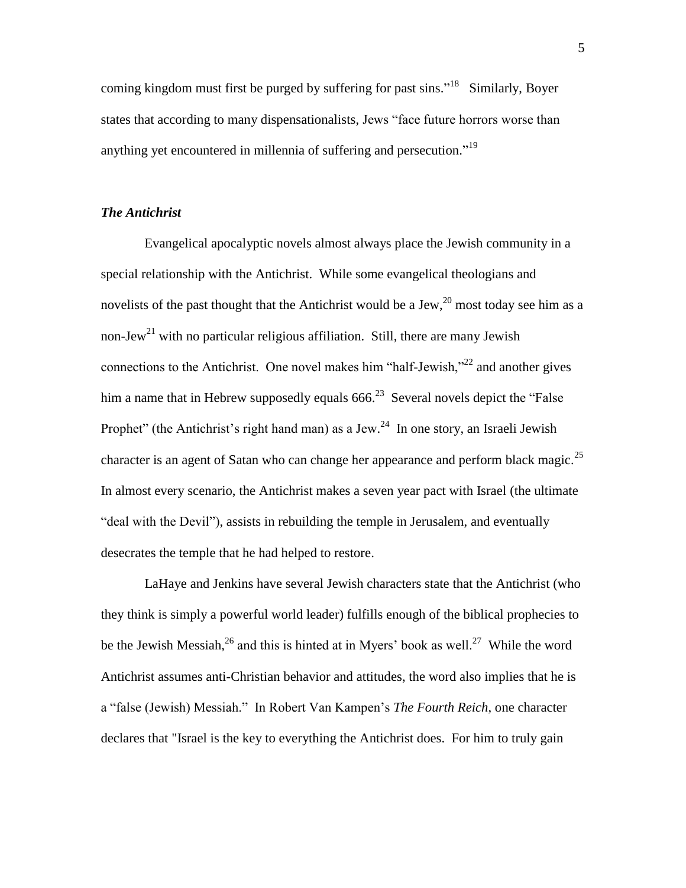coming kingdom must first be purged by suffering for past sins."[18] Similarly, Boyer states that according to many dispensationalists, Jews "face future horrors worse than anything yet encountered in millennia of suffering and persecution."[19]

### *The Antichrist*

Evangelical apocalyptic novels almost always place the Jewish community in a special relationship with the Antichrist. While some evangelical theologians and novelists of the past thought that the Antichrist would be a Jew,[20] most today see him as a non-Jew[21] with no particular religious affiliation. Still, there are many Jewish connections to the Antichrist. One novel makes him "half-Jewish,"[22] and another gives him a name that in Hebrew supposedly equals 666.[23] Several novels depict the "False Prophet" (the Antichrist's right hand man) as a Jew.[24] In one story, an Israeli Jewish character is an agent of Satan who can change her appearance and perform black magic.[25] In almost every scenario, the Antichrist makes a seven year pact with Israel (the ultimate "deal with the Devil"), assists in rebuilding the temple in Jerusalem, and eventually desecrates the temple that he had helped to restore.

LaHaye and Jenkins have several Jewish characters state that the Antichrist (who they think is simply a powerful world leader) fulfills enough of the biblical prophecies to be the Jewish Messiah,[26] and this is hinted at in Myers' book as well.[27] While the word Antichrist assumes anti-Christian behavior and attitudes, the word also implies that he is a "false (Jewish) Messiah." In Robert Van Kampen's *The Fourth Reich*, one character declares that "Israel is the key to everything the Antichrist does. For him to truly gain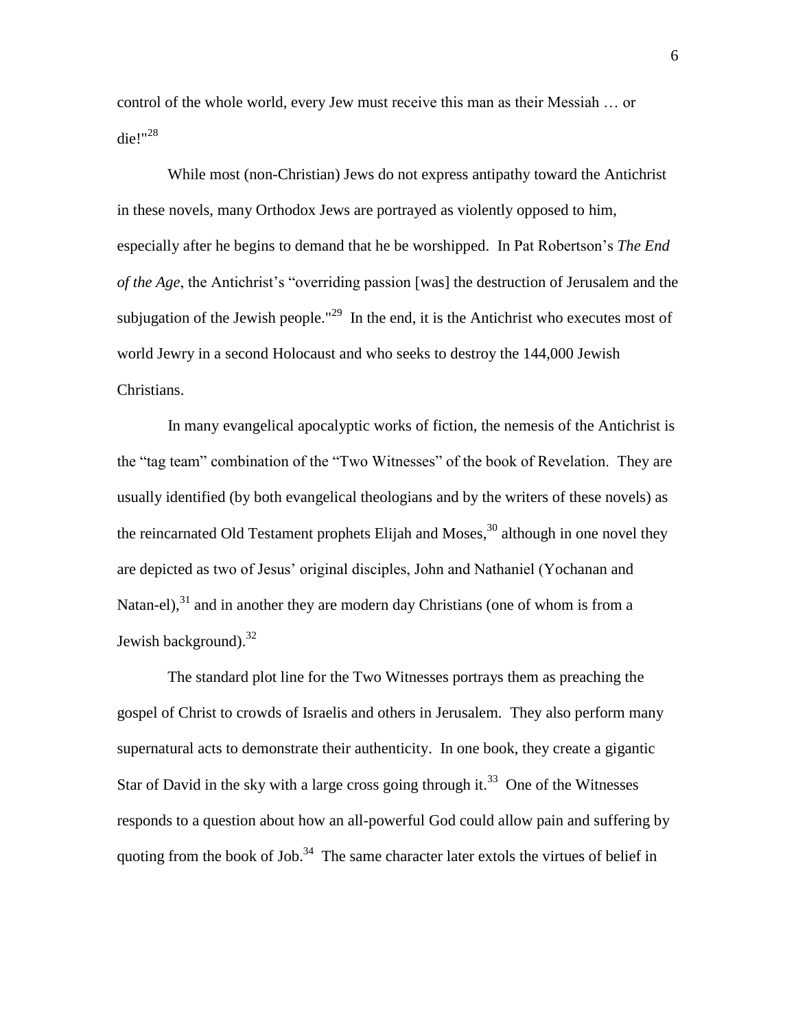control of the whole world, every Jew must receive this man as their Messiah … or die!"[28]

While most (non-Christian) Jews do not express antipathy toward the Antichrist in these novels, many Orthodox Jews are portrayed as violently opposed to him, especially after he begins to demand that he be worshipped. In Pat Robertson's *The End of the Age*, the Antichrist's "overriding passion [was] the destruction of Jerusalem and the subjugation of the Jewish people."[29] In the end, it is the Antichrist who executes most of world Jewry in a second Holocaust and who seeks to destroy the 144,000 Jewish Christians.

In many evangelical apocalyptic works of fiction, the nemesis of the Antichrist is the "tag team" combination of the "Two Witnesses" of the book of Revelation. They are usually identified (by both evangelical theologians and by the writers of these novels) as the reincarnated Old Testament prophets Elijah and Moses,[30] although in one novel they are depicted as two of Jesus' original disciples, John and Nathaniel (Yochanan and Natan-el),[31] and in another they are modern day Christians (one of whom is from a Jewish background).[32]

The standard plot line for the Two Witnesses portrays them as preaching the gospel of Christ to crowds of Israelis and others in Jerusalem. They also perform many supernatural acts to demonstrate their authenticity. In one book, they create a gigantic Star of David in the sky with a large cross going through it.[33] One of the Witnesses responds to a question about how an all-powerful God could allow pain and suffering by quoting from the book of Job.[34] The same character later extols the virtues of belief in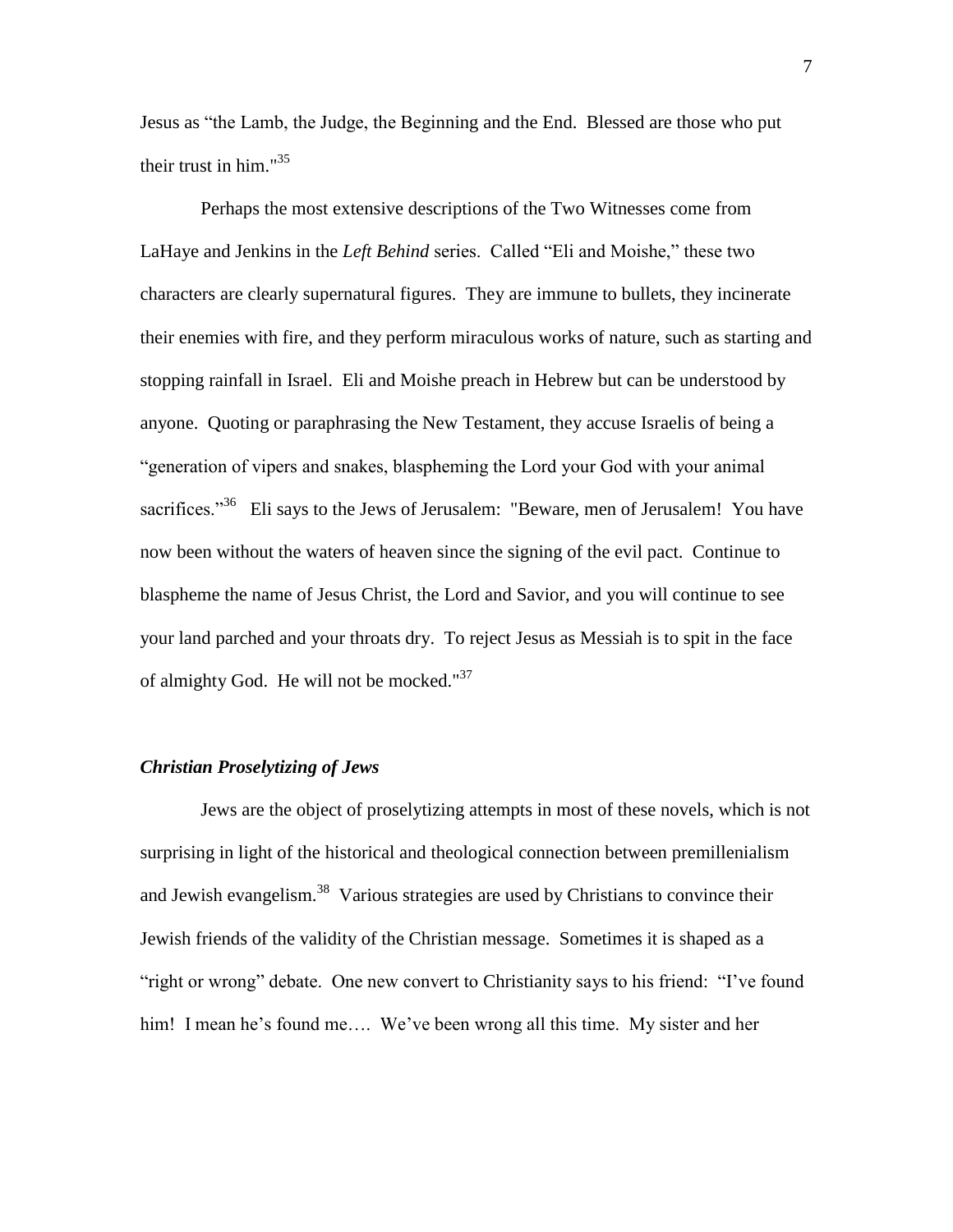Jesus as "the Lamb, the Judge, the Beginning and the End. Blessed are those who put their trust in him."[35]

Perhaps the most extensive descriptions of the Two Witnesses come from LaHaye and Jenkins in the *Left Behind* series. Called "Eli and Moishe," these two characters are clearly supernatural figures. They are immune to bullets, they incinerate their enemies with fire, and they perform miraculous works of nature, such as starting and stopping rainfall in Israel. Eli and Moishe preach in Hebrew but can be understood by anyone. Quoting or paraphrasing the New Testament, they accuse Israelis of being a "generation of vipers and snakes, blaspheming the Lord your God with your animal sacrifices."[36] Eli says to the Jews of Jerusalem: "Beware, men of Jerusalem! You have now been without the waters of heaven since the signing of the evil pact. Continue to blaspheme the name of Jesus Christ, the Lord and Savior, and you will continue to see your land parched and your throats dry. To reject Jesus as Messiah is to spit in the face of almighty God. He will not be mocked."[37]

### *Christian Proselytizing of Jews*

Jews are the object of proselytizing attempts in most of these novels, which is not surprising in light of the historical and theological connection between premillenialism and Jewish evangelism.[38] Various strategies are used by Christians to convince their Jewish friends of the validity of the Christian message. Sometimes it is shaped as a "right or wrong" debate. One new convert to Christianity says to his friend: "I've found him! I mean he's found me…. We've been wrong all this time. My sister and her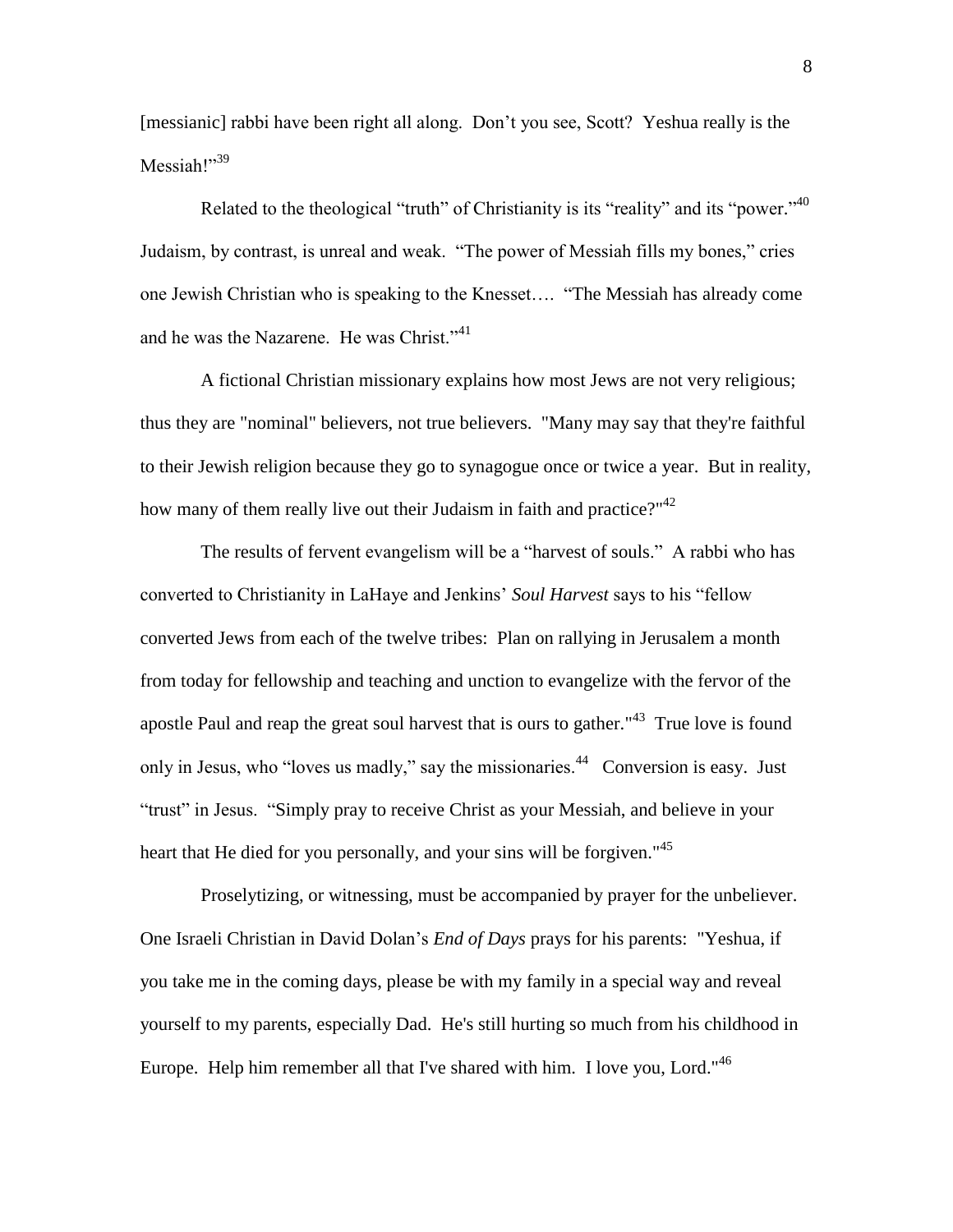[messianic] rabbi have been right all along. Don't you see, Scott? Yeshua really is the Messiah!"[39]

Related to the theological "truth" of Christianity is its "reality" and its "power."[40] Judaism, by contrast, is unreal and weak. "The power of Messiah fills my bones," cries one Jewish Christian who is speaking to the Knesset…. "The Messiah has already come and he was the Nazarene. He was Christ."[41]

A fictional Christian missionary explains how most Jews are not very religious; thus they are "nominal" believers, not true believers. "Many may say that they're faithful to their Jewish religion because they go to synagogue once or twice a year. But in reality, how many of them really live out their Judaism in faith and practice?"[42]

The results of fervent evangelism will be a "harvest of souls." A rabbi who has converted to Christianity in LaHaye and Jenkins' *Soul Harvest* says to his "fellow converted Jews from each of the twelve tribes: Plan on rallying in Jerusalem a month from today for fellowship and teaching and unction to evangelize with the fervor of the apostle Paul and reap the great soul harvest that is ours to gather."[43] True love is found only in Jesus, who "loves us madly," say the missionaries.[44] Conversion is easy. Just "trust" in Jesus. "Simply pray to receive Christ as your Messiah, and believe in your heart that He died for you personally, and your sins will be forgiven."[45]

Proselytizing, or witnessing, must be accompanied by prayer for the unbeliever. One Israeli Christian in David Dolan's *End of Days* prays for his parents: "Yeshua, if you take me in the coming days, please be with my family in a special way and reveal yourself to my parents, especially Dad. He's still hurting so much from his childhood in Europe. Help him remember all that I've shared with him. I love you, Lord."[46]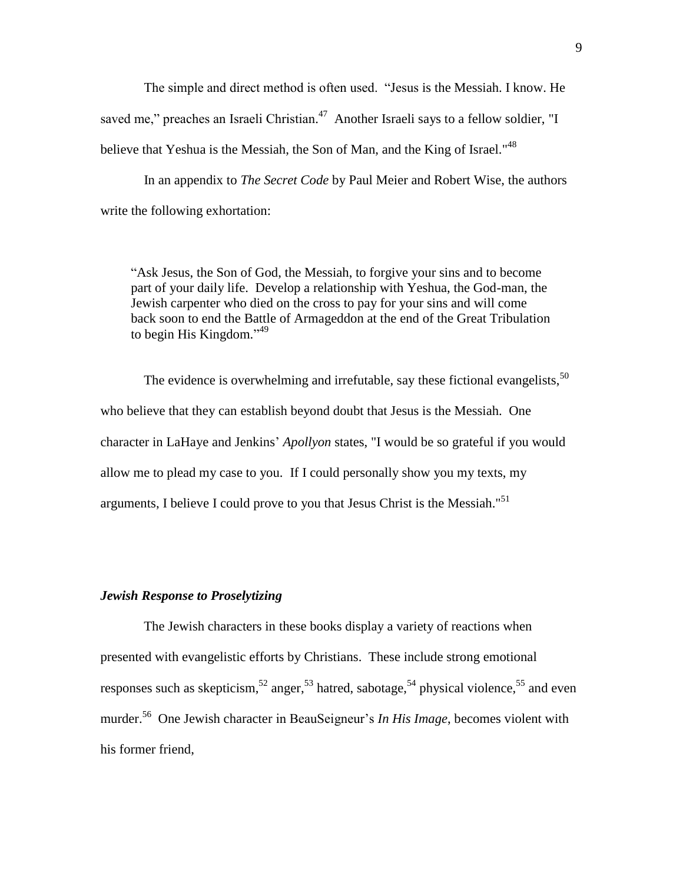The simple and direct method is often used. "Jesus is the Messiah. I know. He saved me," preaches an Israeli Christian.[47] Another Israeli says to a fellow soldier, "I believe that Yeshua is the Messiah, the Son of Man, and the King of Israel."[48]

In an appendix to *The Secret Code* by Paul Meier and Robert Wise, the authors write the following exhortation:

> "Ask Jesus, the Son of God, the Messiah, to forgive your sins and to become part of your daily life. Develop a relationship with Yeshua, the God-man, the Jewish carpenter who died on the cross to pay for your sins and will come back soon to end the Battle of Armageddon at the end of the Great Tribulation to begin His Kingdom."[49]

The evidence is overwhelming and irrefutable, say these fictional evangelists,[50] who believe that they can establish beyond doubt that Jesus is the Messiah. One character in LaHaye and Jenkins' *Apollyon* states, "I would be so grateful if you would allow me to plead my case to you. If I could personally show you my texts, my arguments, I believe I could prove to you that Jesus Christ is the Messiah."[51]

### *Jewish Response to Proselytizing*

The Jewish characters in these books display a variety of reactions when presented with evangelistic efforts by Christians. These include strong emotional responses such as skepticism,[52] anger,[53] hatred, sabotage,[54] physical violence,[55] and even murder.[56] One Jewish character in BeauSeigneur's *In His Image*, becomes violent with his former friend,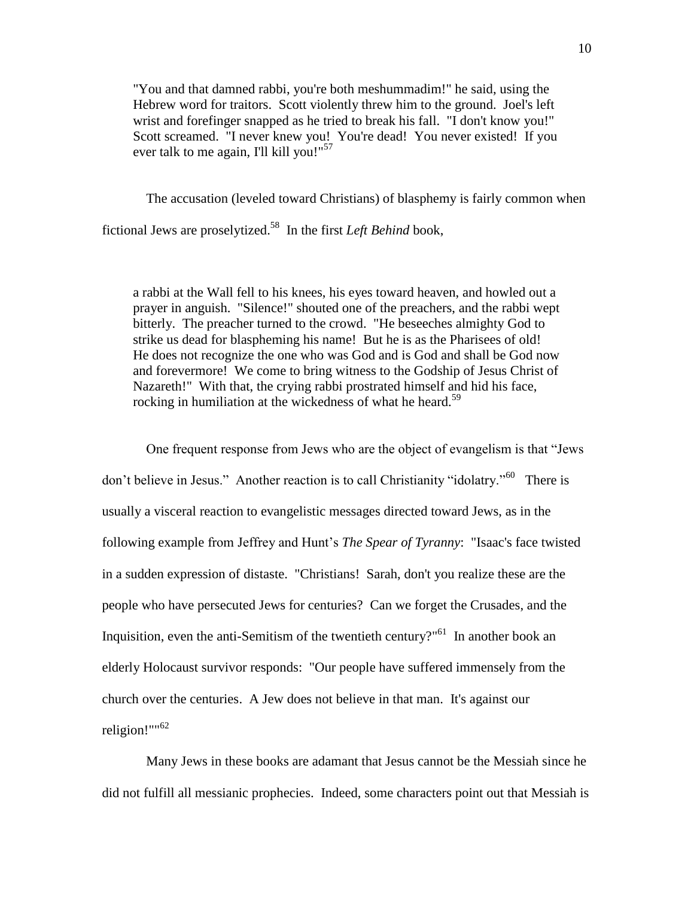> "You and that damned rabbi, you're both meshummadim!" he said, using the Hebrew word for traitors. Scott violently threw him to the ground. Joel's left wrist and forefinger snapped as he tried to break his fall. "I don't know you!" Scott screamed. "I never knew you! You're dead! You never existed! If you ever talk to me again, I'll kill you!"[57]

The accusation (leveled toward Christians) of blasphemy is fairly common when fictional Jews are proselytized.[58] In the first *Left Behind* book,

> a rabbi at the Wall fell to his knees, his eyes toward heaven, and howled out a prayer in anguish. "Silence!" shouted one of the preachers, and the rabbi wept bitterly. The preacher turned to the crowd. "He beseeches almighty God to strike us dead for blaspheming his name! But he is as the Pharisees of old! He does not recognize the one who was God and is God and shall be God now and forevermore! We come to bring witness to the Godship of Jesus Christ of Nazareth!" With that, the crying rabbi prostrated himself and hid his face, rocking in humiliation at the wickedness of what he heard.[59]

One frequent response from Jews who are the object of evangelism is that "Jews don't believe in Jesus." Another reaction is to call Christianity "idolatry."[60] There is usually a visceral reaction to evangelistic messages directed toward Jews, as in the following example from Jeffrey and Hunt's *The Spear of Tyranny*: "Isaac's face twisted in a sudden expression of distaste. "Christians! Sarah, don't you realize these are the people who have persecuted Jews for centuries? Can we forget the Crusades, and the Inquisition, even the anti-Semitism of the twentieth century?"[61] In another book an elderly Holocaust survivor responds: "Our people have suffered immensely from the church over the centuries. A Jew does not believe in that man. It's against our religion!""[62]

Many Jews in these books are adamant that Jesus cannot be the Messiah since he did not fulfill all messianic prophecies. Indeed, some characters point out that Messiah is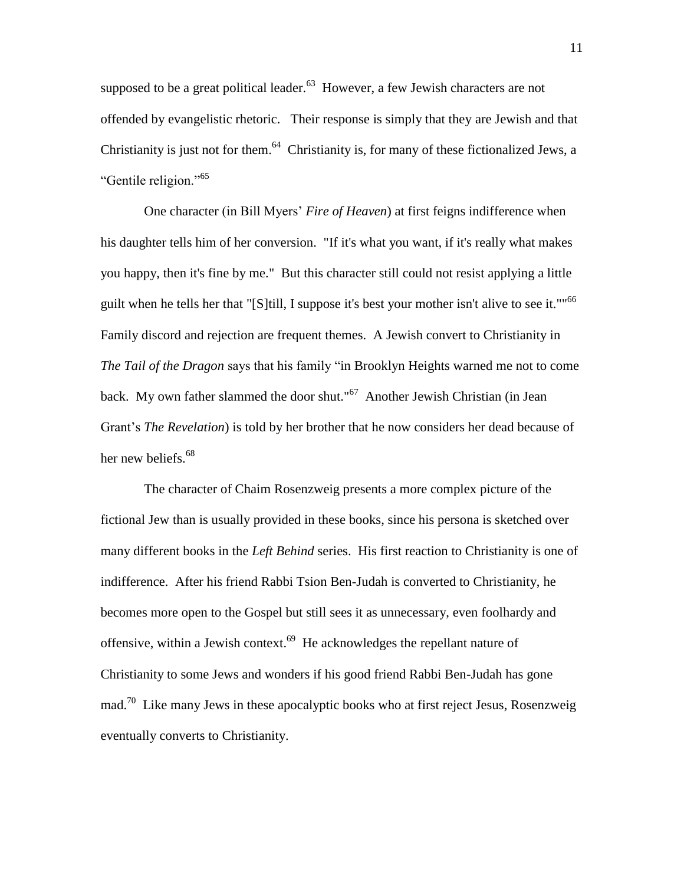supposed to be a great political leader.[63] However, a few Jewish characters are not offended by evangelistic rhetoric. Their response is simply that they are Jewish and that Christianity is just not for them.[64] Christianity is, for many of these fictionalized Jews, a "Gentile religion."[65]

One character (in Bill Myers' *Fire of Heaven*) at first feigns indifference when his daughter tells him of her conversion. "If it's what you want, if it's really what makes you happy, then it's fine by me." But this character still could not resist applying a little guilt when he tells her that "[S]till, I suppose it's best your mother isn't alive to see it.""[66] Family discord and rejection are frequent themes. A Jewish convert to Christianity in *The Tail of the Dragon* says that his family "in Brooklyn Heights warned me not to come back. My own father slammed the door shut."[67] Another Jewish Christian (in Jean Grant's *The Revelation*) is told by her brother that he now considers her dead because of her new beliefs.[68]

The character of Chaim Rosenzweig presents a more complex picture of the fictional Jew than is usually provided in these books, since his persona is sketched over many different books in the *Left Behind* series. His first reaction to Christianity is one of indifference. After his friend Rabbi Tsion Ben-Judah is converted to Christianity, he becomes more open to the Gospel but still sees it as unnecessary, even foolhardy and offensive, within a Jewish context.[69] He acknowledges the repellant nature of Christianity to some Jews and wonders if his good friend Rabbi Ben-Judah has gone mad.[70] Like many Jews in these apocalyptic books who at first reject Jesus, Rosenzweig eventually converts to Christianity.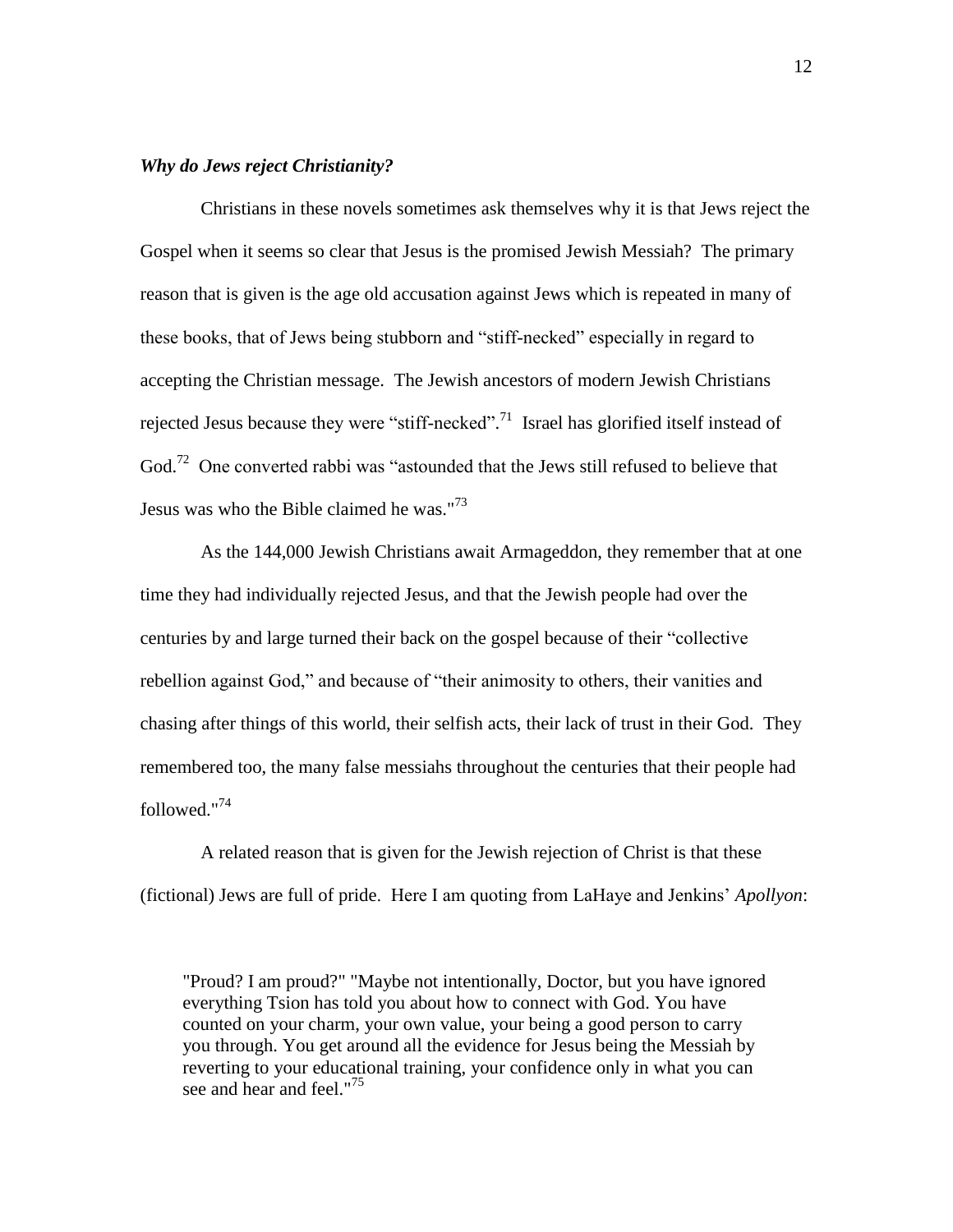***Why do Jews reject Christianity?***

Christians in these novels sometimes ask themselves why it is that Jews reject the Gospel when it seems so clear that Jesus is the promised Jewish Messiah? The primary reason that is given is the age old accusation against Jews which is repeated in many of these books, that of Jews being stubborn and "stiff-necked" especially in regard to accepting the Christian message. The Jewish ancestors of modern Jewish Christians rejected Jesus because they were "stiff-necked".[71] Israel has glorified itself instead of God.[72] One converted rabbi was "astounded that the Jews still refused to believe that Jesus was who the Bible claimed he was."[73]

As the 144,000 Jewish Christians await Armageddon, they remember that at one time they had individually rejected Jesus, and that the Jewish people had over the centuries by and large turned their back on the gospel because of their "collective rebellion against God," and because of "their animosity to others, their vanities and chasing after things of this world, their selfish acts, their lack of trust in their God. They remembered too, the many false messiahs throughout the centuries that their people had followed."[74]

A related reason that is given for the Jewish rejection of Christ is that these (fictional) Jews are full of pride. Here I am quoting from LaHaye and Jenkins' *Apollyon*:

> "Proud? I am proud?" "Maybe not intentionally, Doctor, but you have ignored everything Tsion has told you about how to connect with God. You have counted on your charm, your own value, your being a good person to carry you through. You get around all the evidence for Jesus being the Messiah by reverting to your educational training, your confidence only in what you can see and hear and feel."[75]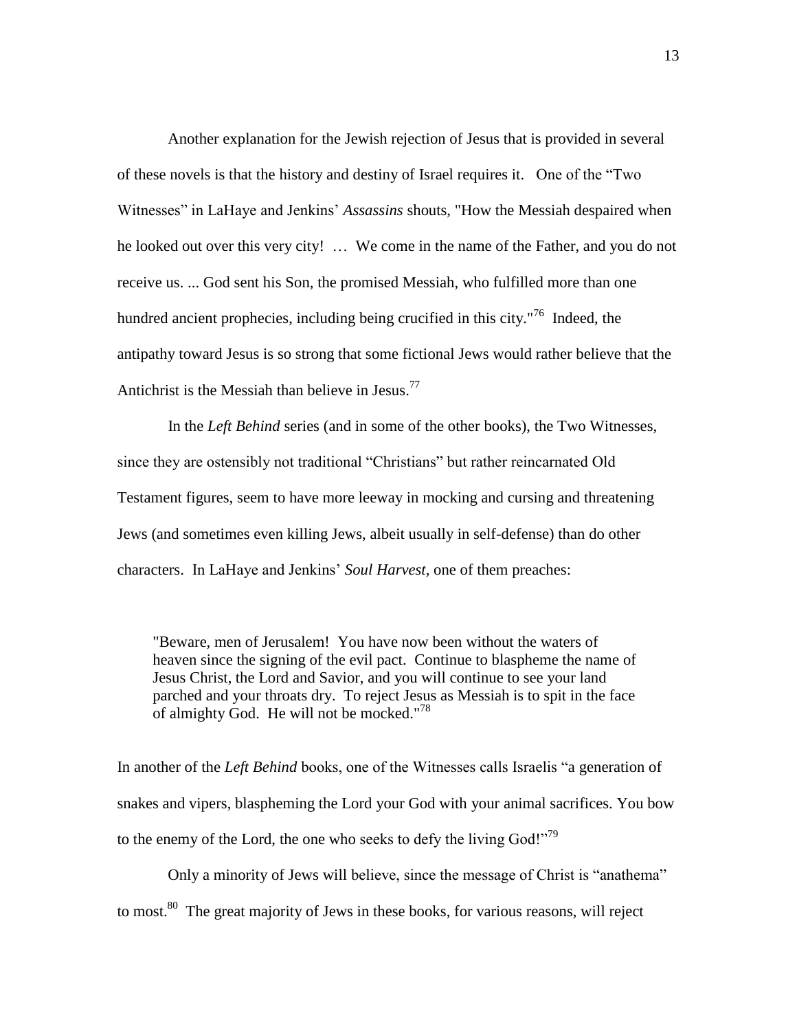Another explanation for the Jewish rejection of Jesus that is provided in several of these novels is that the history and destiny of Israel requires it. One of the "Two Witnesses" in LaHaye and Jenkins' *Assassins* shouts, "How the Messiah despaired when he looked out over this very city! … We come in the name of the Father, and you do not receive us. ... God sent his Son, the promised Messiah, who fulfilled more than one hundred ancient prophecies, including being crucified in this city."[76] Indeed, the antipathy toward Jesus is so strong that some fictional Jews would rather believe that the Antichrist is the Messiah than believe in Jesus.[77]

In the *Left Behind* series (and in some of the other books), the Two Witnesses, since they are ostensibly not traditional "Christians" but rather reincarnated Old Testament figures, seem to have more leeway in mocking and cursing and threatening Jews (and sometimes even killing Jews, albeit usually in self-defense) than do other characters. In LaHaye and Jenkins' *Soul Harvest*, one of them preaches:

> "Beware, men of Jerusalem! You have now been without the waters of heaven since the signing of the evil pact. Continue to blaspheme the name of Jesus Christ, the Lord and Savior, and you will continue to see your land parched and your throats dry. To reject Jesus as Messiah is to spit in the face of almighty God. He will not be mocked."[78]

In another of the *Left Behind* books, one of the Witnesses calls Israelis "a generation of snakes and vipers, blaspheming the Lord your God with your animal sacrifices. You bow to the enemy of the Lord, the one who seeks to defy the living God!"[79]

Only a minority of Jews will believe, since the message of Christ is "anathema" to most.[80] The great majority of Jews in these books, for various reasons, will reject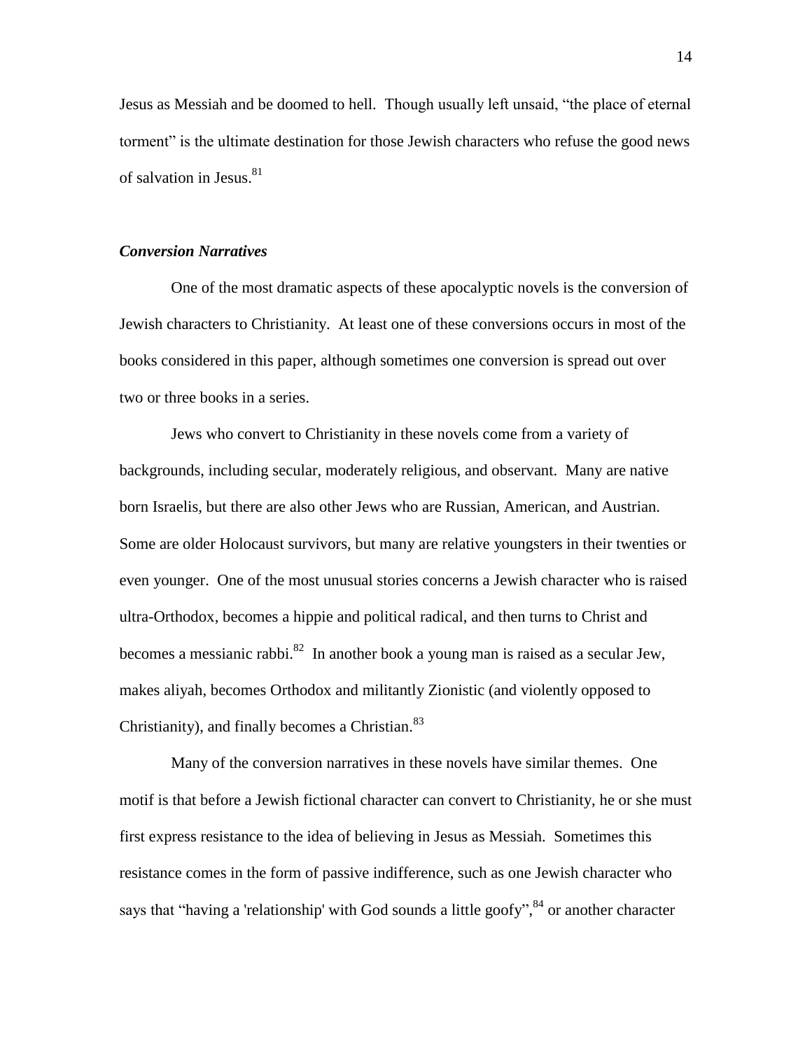Jesus as Messiah and be doomed to hell. Though usually left unsaid, "the place of eternal torment" is the ultimate destination for those Jewish characters who refuse the good news of salvation in Jesus.[81]

### ***Conversion Narratives***

One of the most dramatic aspects of these apocalyptic novels is the conversion of Jewish characters to Christianity. At least one of these conversions occurs in most of the books considered in this paper, although sometimes one conversion is spread out over two or three books in a series.

Jews who convert to Christianity in these novels come from a variety of backgrounds, including secular, moderately religious, and observant. Many are native born Israelis, but there are also other Jews who are Russian, American, and Austrian. Some are older Holocaust survivors, but many are relative youngsters in their twenties or even younger. One of the most unusual stories concerns a Jewish character who is raised ultra-Orthodox, becomes a hippie and political radical, and then turns to Christ and becomes a messianic rabbi.[82] In another book a young man is raised as a secular Jew, makes aliyah, becomes Orthodox and militantly Zionistic (and violently opposed to Christianity), and finally becomes a Christian.[83]

Many of the conversion narratives in these novels have similar themes. One motif is that before a Jewish fictional character can convert to Christianity, he or she must first express resistance to the idea of believing in Jesus as Messiah. Sometimes this resistance comes in the form of passive indifference, such as one Jewish character who says that "having a 'relationship' with God sounds a little goofy",[84] or another character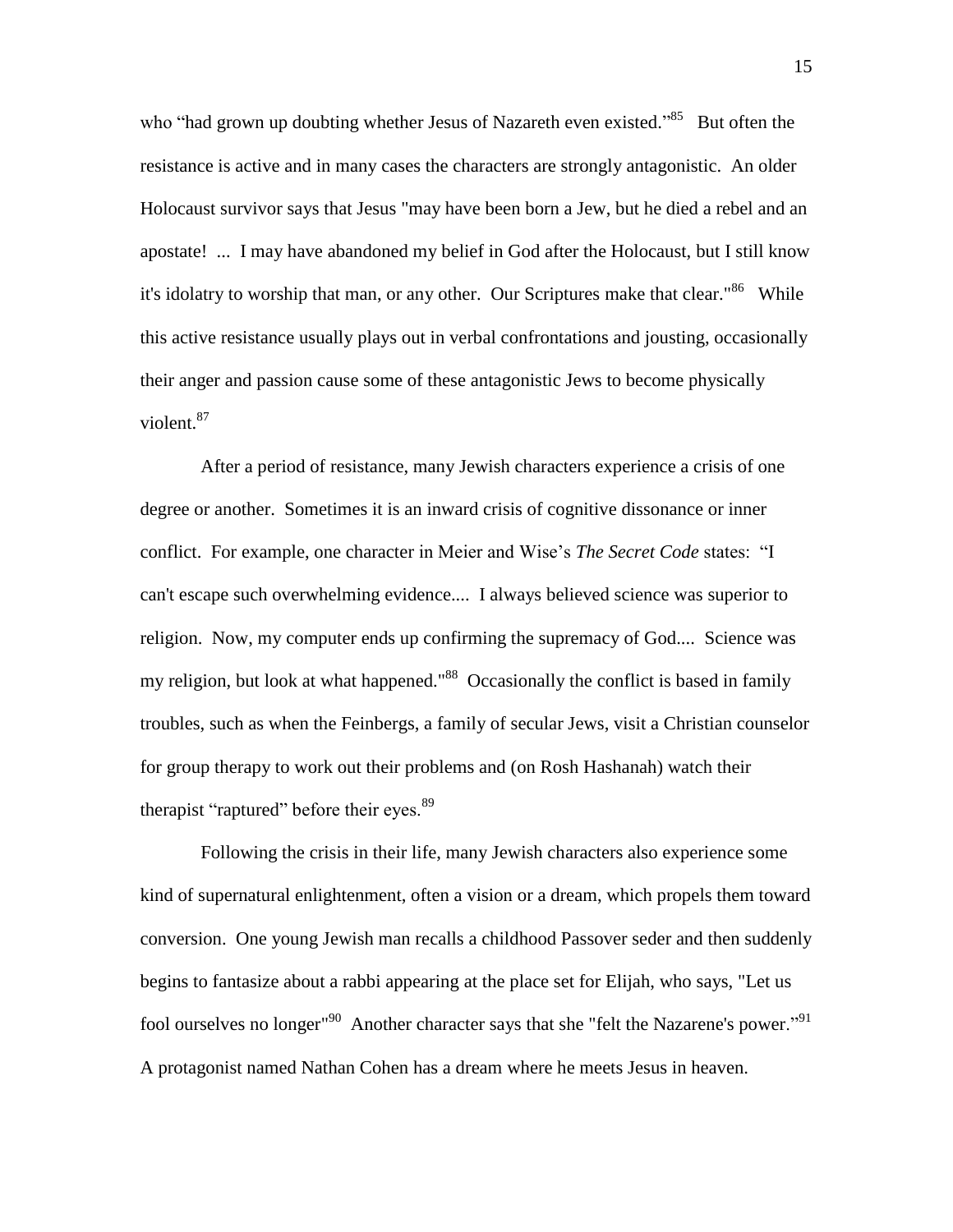who "had grown up doubting whether Jesus of Nazareth even existed."[85] But often the resistance is active and in many cases the characters are strongly antagonistic. An older Holocaust survivor says that Jesus "may have been born a Jew, but he died a rebel and an apostate! ... I may have abandoned my belief in God after the Holocaust, but I still know it's idolatry to worship that man, or any other. Our Scriptures make that clear."[86] While this active resistance usually plays out in verbal confrontations and jousting, occasionally their anger and passion cause some of these antagonistic Jews to become physically violent.[87]

After a period of resistance, many Jewish characters experience a crisis of one degree or another. Sometimes it is an inward crisis of cognitive dissonance or inner conflict. For example, one character in Meier and Wise's *The Secret Code* states: "I can't escape such overwhelming evidence.... I always believed science was superior to religion. Now, my computer ends up confirming the supremacy of God.... Science was my religion, but look at what happened."[88] Occasionally the conflict is based in family troubles, such as when the Feinbergs, a family of secular Jews, visit a Christian counselor for group therapy to work out their problems and (on Rosh Hashanah) watch their therapist "raptured" before their eyes.[89]

Following the crisis in their life, many Jewish characters also experience some kind of supernatural enlightenment, often a vision or a dream, which propels them toward conversion. One young Jewish man recalls a childhood Passover seder and then suddenly begins to fantasize about a rabbi appearing at the place set for Elijah, who says, "Let us fool ourselves no longer"[90] Another character says that she "felt the Nazarene's power."[91] A protagonist named Nathan Cohen has a dream where he meets Jesus in heaven.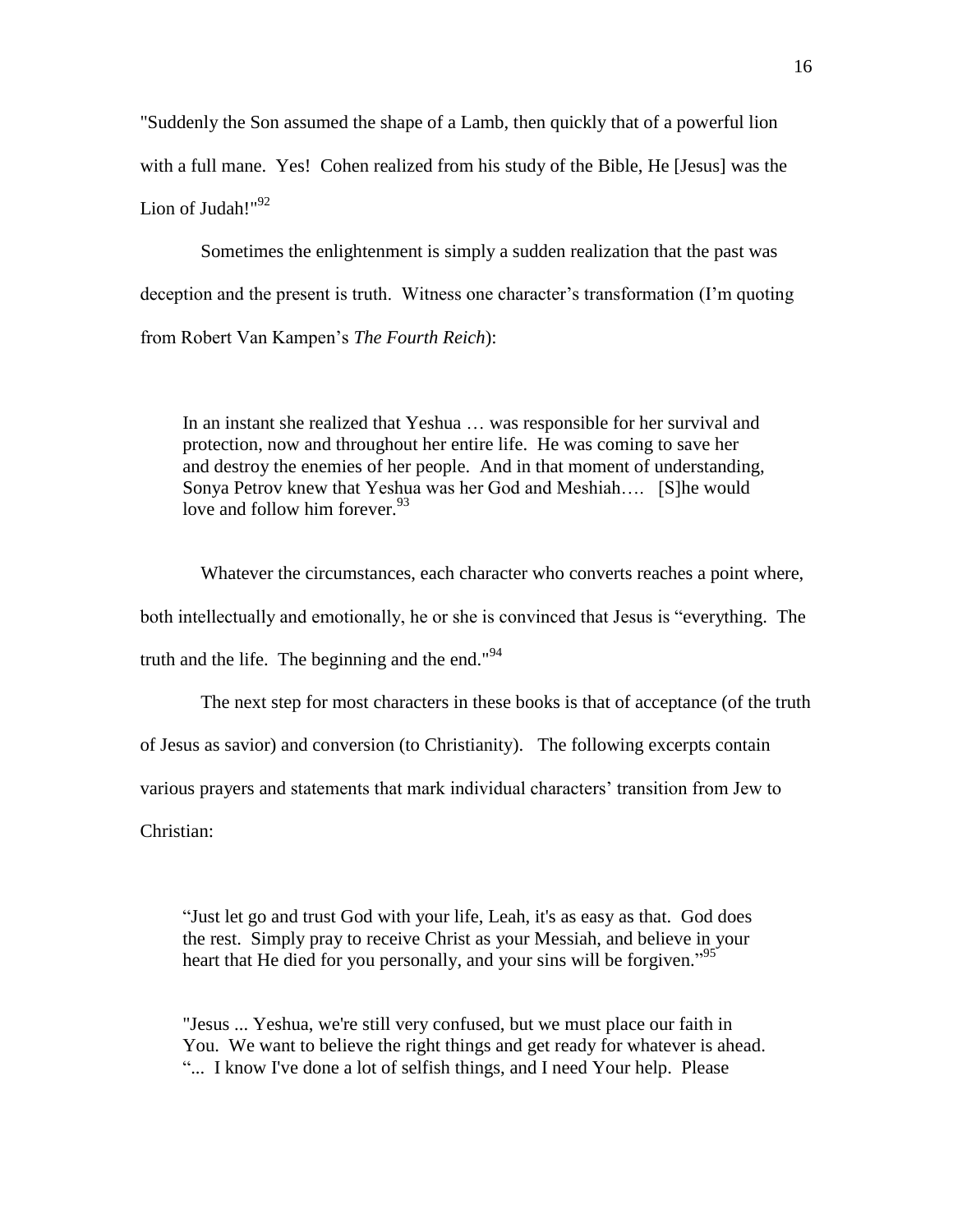"Suddenly the Son assumed the shape of a Lamb, then quickly that of a powerful lion with a full mane. Yes! Cohen realized from his study of the Bible, He [Jesus] was the Lion of Judah!"[92]

Sometimes the enlightenment is simply a sudden realization that the past was deception and the present is truth. Witness one character's transformation (I'm quoting from Robert Van Kampen's *The Fourth Reich*):

> In an instant she realized that Yeshua … was responsible for her survival and protection, now and throughout her entire life. He was coming to save her and destroy the enemies of her people. And in that moment of understanding, Sonya Petrov knew that Yeshua was her God and Meshiah…. [S]he would love and follow him forever.[93]

Whatever the circumstances, each character who converts reaches a point where, both intellectually and emotionally, he or she is convinced that Jesus is "everything. The truth and the life. The beginning and the end."[94]

The next step for most characters in these books is that of acceptance (of the truth of Jesus as savior) and conversion (to Christianity). The following excerpts contain various prayers and statements that mark individual characters' transition from Jew to Christian:

> "Just let go and trust God with your life, Leah, it's as easy as that. God does the rest. Simply pray to receive Christ as your Messiah, and believe in your heart that He died for you personally, and your sins will be forgiven."[95]

> "Jesus ... Yeshua, we're still very confused, but we must place our faith in You. We want to believe the right things and get ready for whatever is ahead.
> "... I know I've done a lot of selfish things, and I need Your help. Please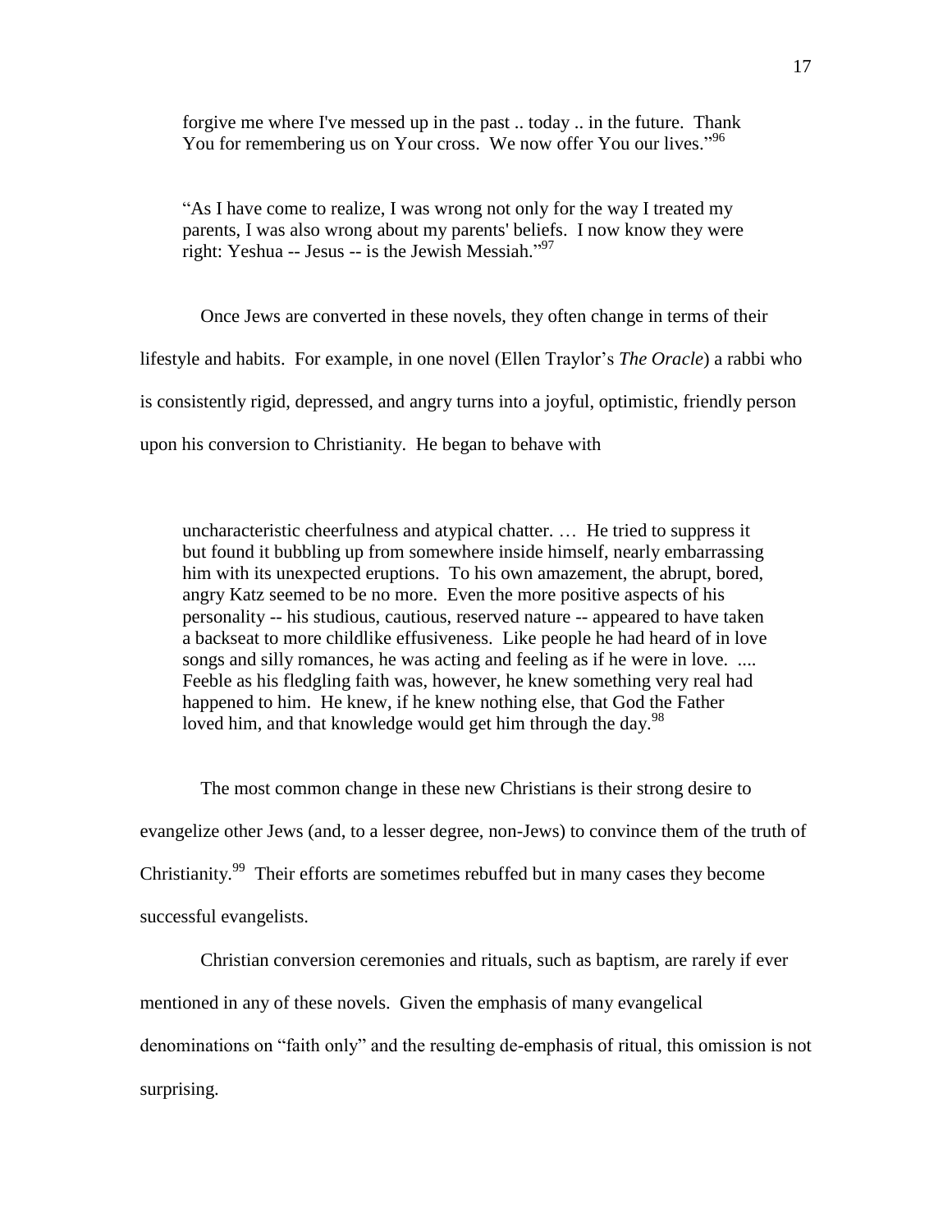> forgive me where I've messed up in the past .. today .. in the future. Thank You for remembering us on Your cross. We now offer You our lives."[96]

> "As I have come to realize, I was wrong not only for the way I treated my parents, I was also wrong about my parents' beliefs. I now know they were right: Yeshua -- Jesus -- is the Jewish Messiah."[97]

Once Jews are converted in these novels, they often change in terms of their lifestyle and habits. For example, in one novel (Ellen Traylor's *The Oracle*) a rabbi who is consistently rigid, depressed, and angry turns into a joyful, optimistic, friendly person upon his conversion to Christianity. He began to behave with

> uncharacteristic cheerfulness and atypical chatter. … He tried to suppress it but found it bubbling up from somewhere inside himself, nearly embarrassing him with its unexpected eruptions. To his own amazement, the abrupt, bored, angry Katz seemed to be no more. Even the more positive aspects of his personality -- his studious, cautious, reserved nature -- appeared to have taken a backseat to more childlike effusiveness. Like people he had heard of in love songs and silly romances, he was acting and feeling as if he were in love. .... Feeble as his fledgling faith was, however, he knew something very real had happened to him. He knew, if he knew nothing else, that God the Father loved him, and that knowledge would get him through the day.[98]

The most common change in these new Christians is their strong desire to evangelize other Jews (and, to a lesser degree, non-Jews) to convince them of the truth of Christianity.[99] Their efforts are sometimes rebuffed but in many cases they become successful evangelists.

Christian conversion ceremonies and rituals, such as baptism, are rarely if ever mentioned in any of these novels. Given the emphasis of many evangelical denominations on "faith only" and the resulting de-emphasis of ritual, this omission is not surprising.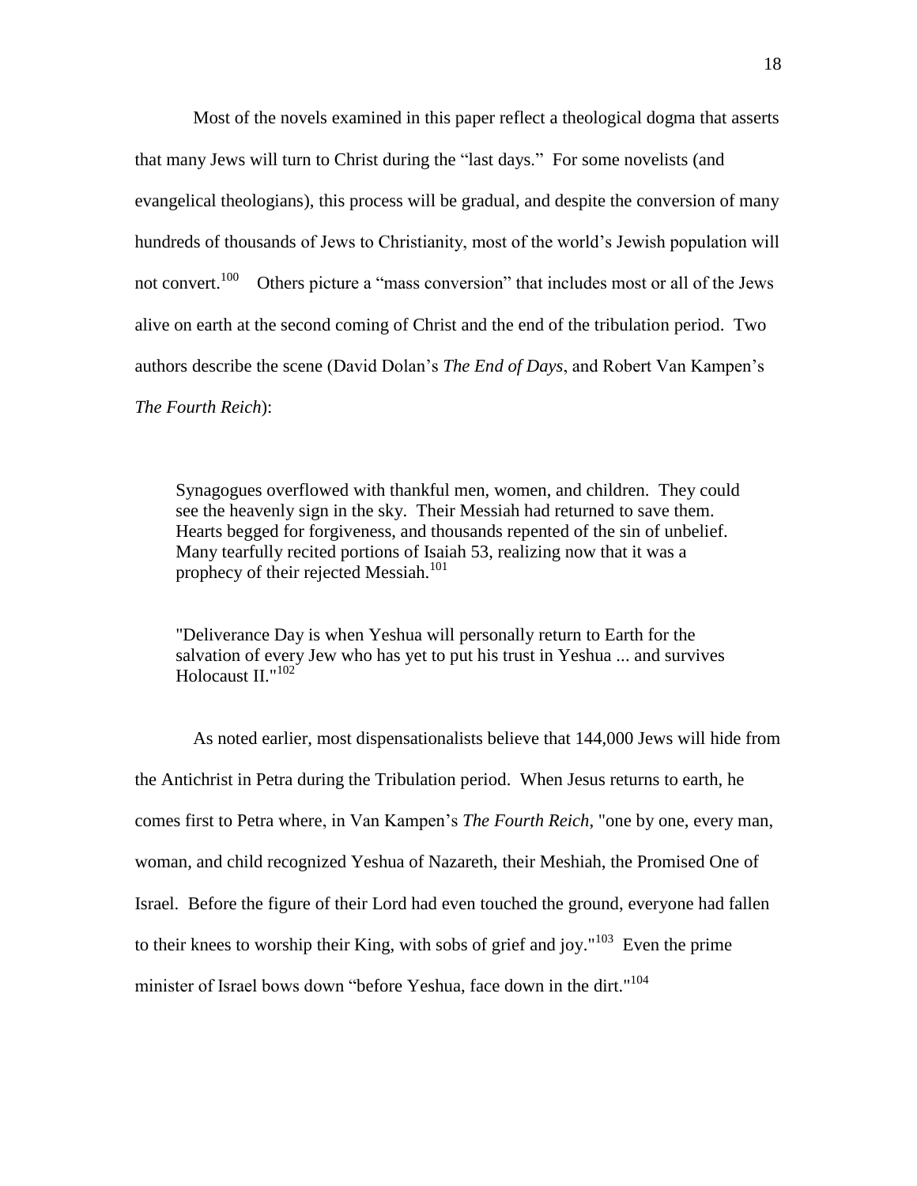Most of the novels examined in this paper reflect a theological dogma that asserts that many Jews will turn to Christ during the "last days." For some novelists (and evangelical theologians), this process will be gradual, and despite the conversion of many hundreds of thousands of Jews to Christianity, most of the world's Jewish population will not convert.[100] Others picture a "mass conversion" that includes most or all of the Jews alive on earth at the second coming of Christ and the end of the tribulation period. Two authors describe the scene (David Dolan's *The End of Days*, and Robert Van Kampen's *The Fourth Reich*):

> Synagogues overflowed with thankful men, women, and children. They could see the heavenly sign in the sky. Their Messiah had returned to save them. Hearts begged for forgiveness, and thousands repented of the sin of unbelief. Many tearfully recited portions of Isaiah 53, realizing now that it was a prophecy of their rejected Messiah.[101]

> "Deliverance Day is when Yeshua will personally return to Earth for the salvation of every Jew who has yet to put his trust in Yeshua ... and survives Holocaust II."[102]

As noted earlier, most dispensationalists believe that 144,000 Jews will hide from the Antichrist in Petra during the Tribulation period. When Jesus returns to earth, he comes first to Petra where, in Van Kampen's *The Fourth Reich*, "one by one, every man, woman, and child recognized Yeshua of Nazareth, their Meshiah, the Promised One of Israel. Before the figure of their Lord had even touched the ground, everyone had fallen to their knees to worship their King, with sobs of grief and joy."[103] Even the prime minister of Israel bows down "before Yeshua, face down in the dirt."[104]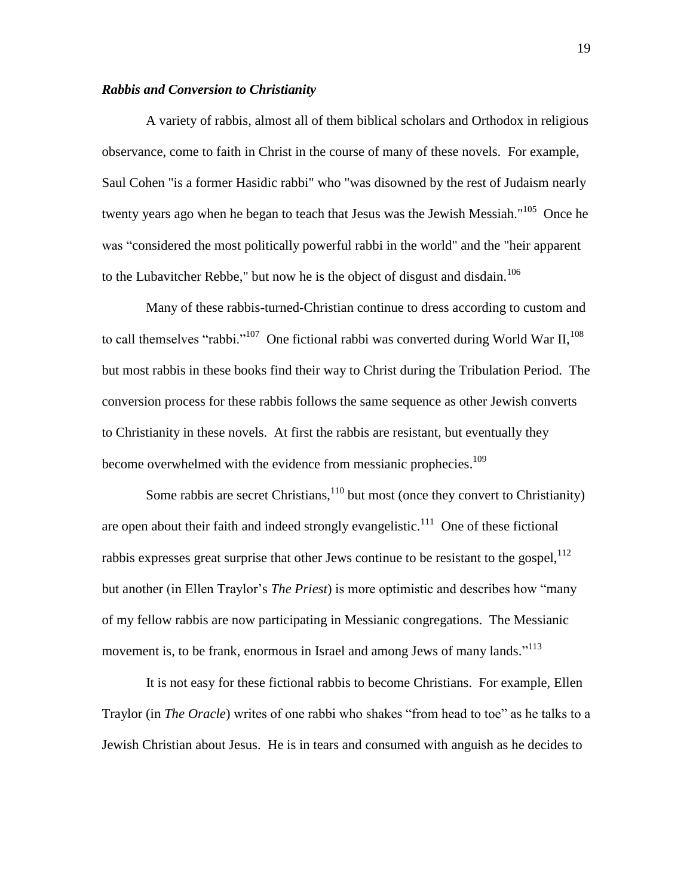### ***Rabbis and Conversion to Christianity***

A variety of rabbis, almost all of them biblical scholars and Orthodox in religious observance, come to faith in Christ in the course of many of these novels. For example, Saul Cohen "is a former Hasidic rabbi" who "was disowned by the rest of Judaism nearly twenty years ago when he began to teach that Jesus was the Jewish Messiah."[105] Once he was "considered the most politically powerful rabbi in the world" and the "heir apparent to the Lubavitcher Rebbe," but now he is the object of disgust and disdain.[106]

Many of these rabbis-turned-Christian continue to dress according to custom and to call themselves "rabbi."[107] One fictional rabbi was converted during World War II,[108] but most rabbis in these books find their way to Christ during the Tribulation Period. The conversion process for these rabbis follows the same sequence as other Jewish converts to Christianity in these novels. At first the rabbis are resistant, but eventually they become overwhelmed with the evidence from messianic prophecies.[109]

Some rabbis are secret Christians,[110] but most (once they convert to Christianity) are open about their faith and indeed strongly evangelistic.[111] One of these fictional rabbis expresses great surprise that other Jews continue to be resistant to the gospel,[112] but another (in Ellen Traylor's *The Priest*) is more optimistic and describes how "many of my fellow rabbis are now participating in Messianic congregations. The Messianic movement is, to be frank, enormous in Israel and among Jews of many lands."[113]

It is not easy for these fictional rabbis to become Christians. For example, Ellen Traylor (in *The Oracle*) writes of one rabbi who shakes "from head to toe" as he talks to a Jewish Christian about Jesus. He is in tears and consumed with anguish as he decides to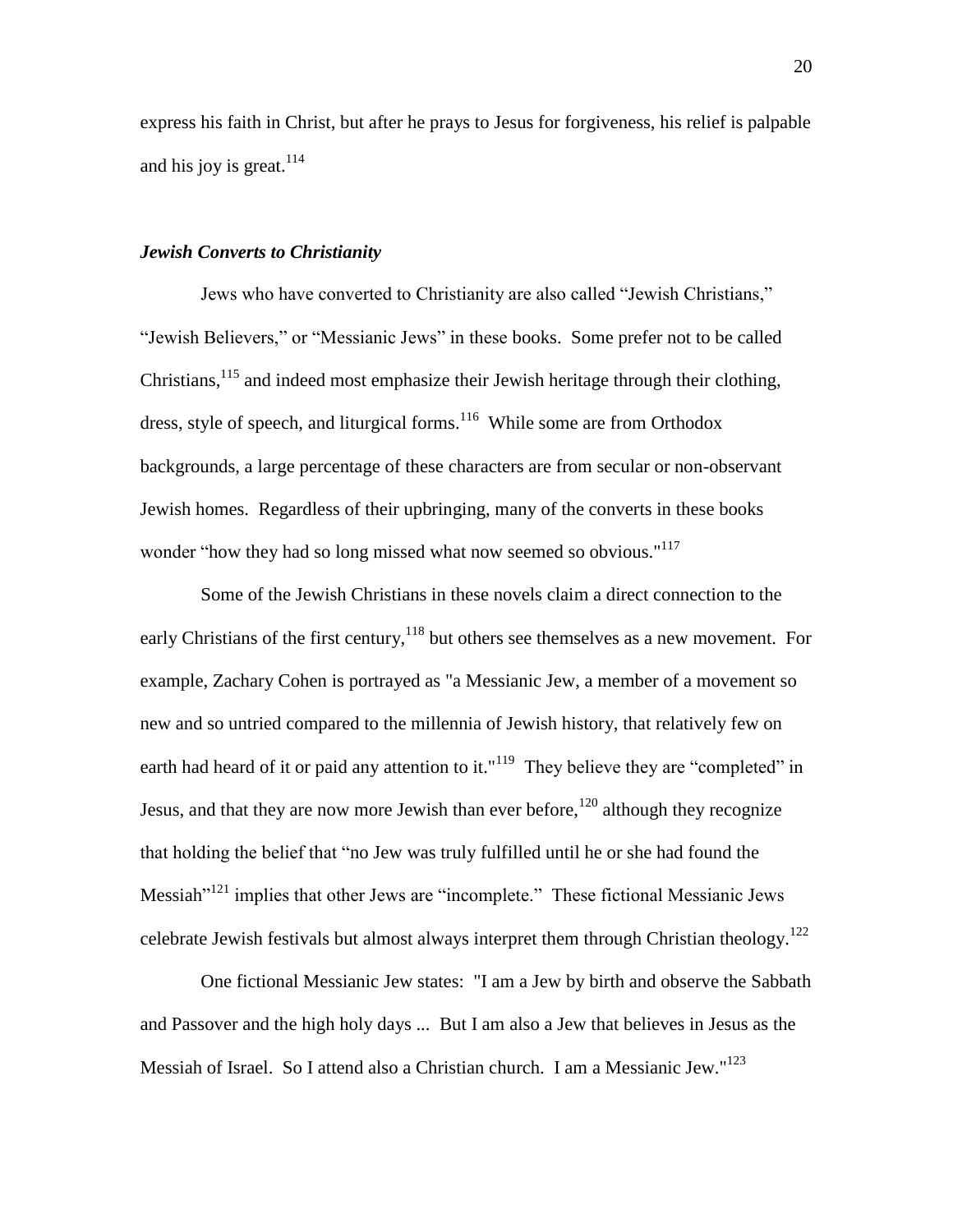express his faith in Christ, but after he prays to Jesus for forgiveness, his relief is palpable and his joy is great.[114]

### ***Jewish Converts to Christianity***

Jews who have converted to Christianity are also called “Jewish Christians,” “Jewish Believers,” or “Messianic Jews” in these books. Some prefer not to be called Christians,[115] and indeed most emphasize their Jewish heritage through their clothing, dress, style of speech, and liturgical forms.[116] While some are from Orthodox backgrounds, a large percentage of these characters are from secular or non-observant Jewish homes. Regardless of their upbringing, many of the converts in these books wonder “how they had so long missed what now seemed so obvious."[117]

Some of the Jewish Christians in these novels claim a direct connection to the early Christians of the first century,[118] but others see themselves as a new movement. For example, Zachary Cohen is portrayed as "a Messianic Jew, a member of a movement so new and so untried compared to the millennia of Jewish history, that relatively few on earth had heard of it or paid any attention to it."[119] They believe they are “completed” in Jesus, and that they are now more Jewish than ever before,[120] although they recognize that holding the belief that “no Jew was truly fulfilled until he or she had found the Messiah”[121] implies that other Jews are “incomplete.” These fictional Messianic Jews celebrate Jewish festivals but almost always interpret them through Christian theology.[122]

One fictional Messianic Jew states: "I am a Jew by birth and observe the Sabbath and Passover and the high holy days ... But I am also a Jew that believes in Jesus as the Messiah of Israel. So I attend also a Christian church. I am a Messianic Jew."[123]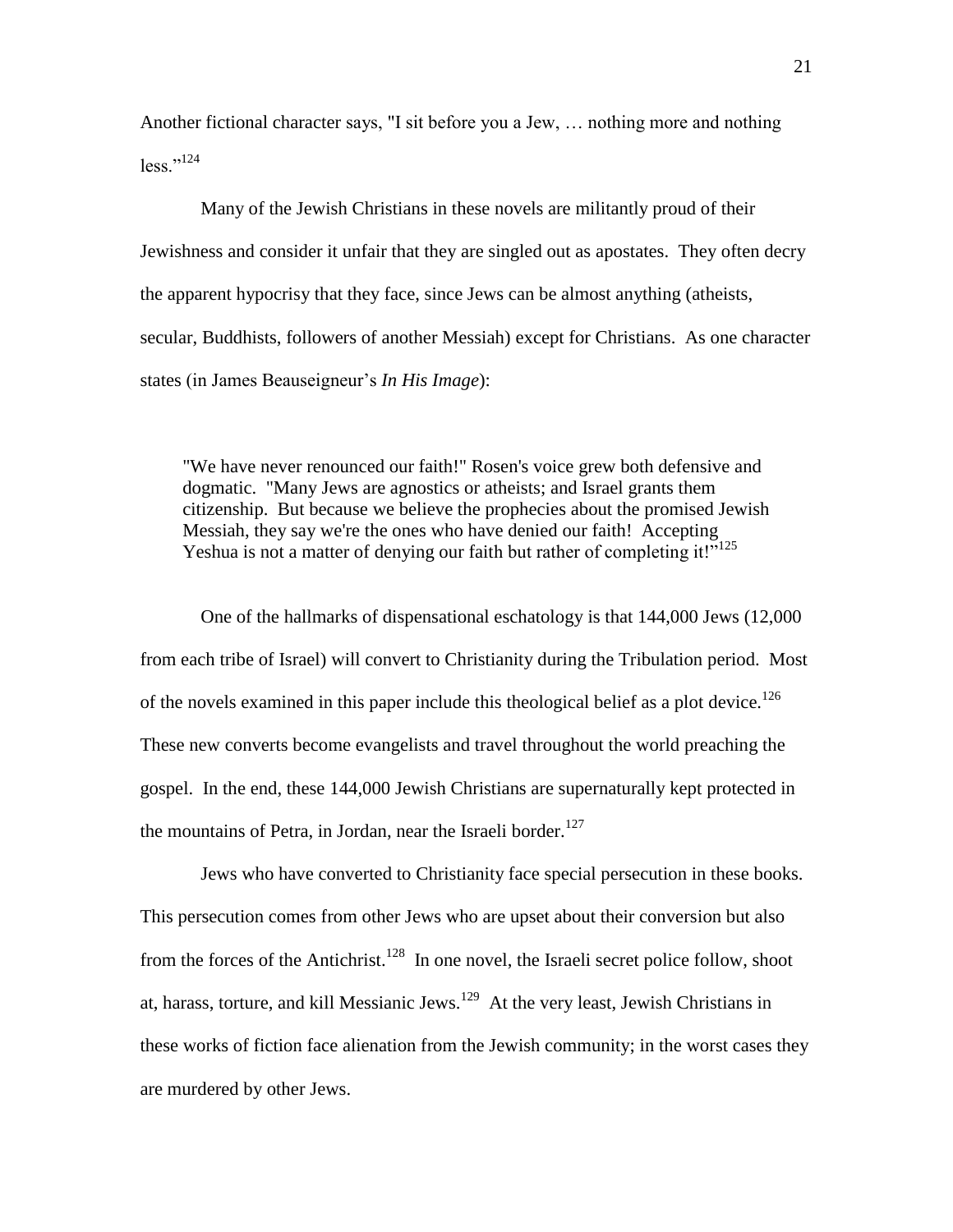Another fictional character says, "I sit before you a Jew, … nothing more and nothing less."[124]

Many of the Jewish Christians in these novels are militantly proud of their Jewishness and consider it unfair that they are singled out as apostates. They often decry the apparent hypocrisy that they face, since Jews can be almost anything (atheists, secular, Buddhists, followers of another Messiah) except for Christians. As one character states (in James Beauseigneur's *In His Image*):

> "We have never renounced our faith!" Rosen's voice grew both defensive and dogmatic. "Many Jews are agnostics or atheists; and Israel grants them citizenship. But because we believe the prophecies about the promised Jewish Messiah, they say we're the ones who have denied our faith! Accepting Yeshua is not a matter of denying our faith but rather of completing it!"[125]

One of the hallmarks of dispensational eschatology is that 144,000 Jews (12,000 from each tribe of Israel) will convert to Christianity during the Tribulation period. Most of the novels examined in this paper include this theological belief as a plot device.[126] These new converts become evangelists and travel throughout the world preaching the gospel. In the end, these 144,000 Jewish Christians are supernaturally kept protected in the mountains of Petra, in Jordan, near the Israeli border.[127]

Jews who have converted to Christianity face special persecution in these books. This persecution comes from other Jews who are upset about their conversion but also from the forces of the Antichrist.[128] In one novel, the Israeli secret police follow, shoot at, harass, torture, and kill Messianic Jews.[129] At the very least, Jewish Christians in these works of fiction face alienation from the Jewish community; in the worst cases they are murdered by other Jews.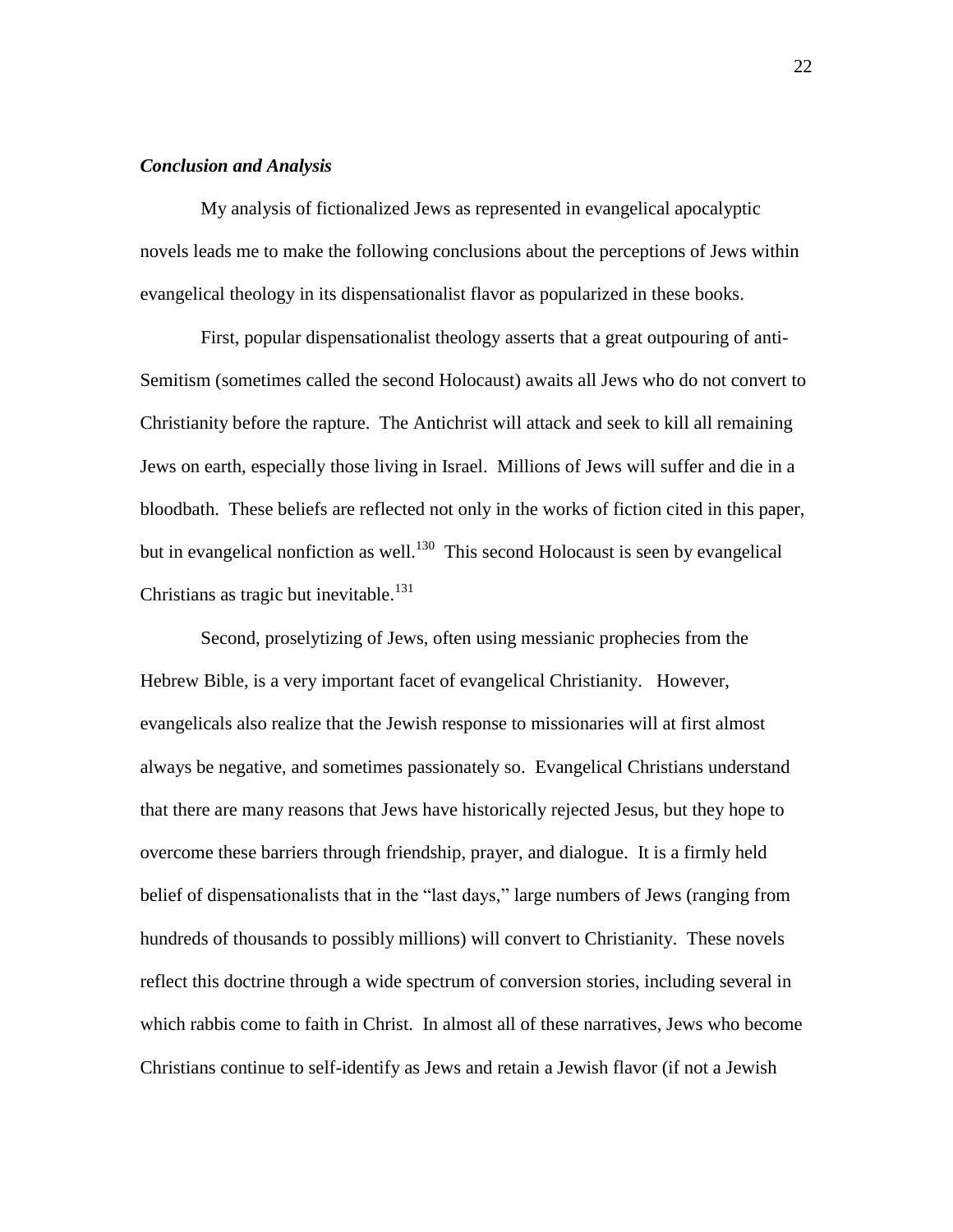### *Conclusion and Analysis*

My analysis of fictionalized Jews as represented in evangelical apocalyptic novels leads me to make the following conclusions about the perceptions of Jews within evangelical theology in its dispensationalist flavor as popularized in these books.

First, popular dispensationalist theology asserts that a great outpouring of anti-Semitism (sometimes called the second Holocaust) awaits all Jews who do not convert to Christianity before the rapture. The Antichrist will attack and seek to kill all remaining Jews on earth, especially those living in Israel. Millions of Jews will suffer and die in a bloodbath. These beliefs are reflected not only in the works of fiction cited in this paper, but in evangelical nonfiction as well.[130] This second Holocaust is seen by evangelical Christians as tragic but inevitable.[131]

Second, proselytizing of Jews, often using messianic prophecies from the Hebrew Bible, is a very important facet of evangelical Christianity. However, evangelicals also realize that the Jewish response to missionaries will at first almost always be negative, and sometimes passionately so. Evangelical Christians understand that there are many reasons that Jews have historically rejected Jesus, but they hope to overcome these barriers through friendship, prayer, and dialogue. It is a firmly held belief of dispensationalists that in the "last days," large numbers of Jews (ranging from hundreds of thousands to possibly millions) will convert to Christianity. These novels reflect this doctrine through a wide spectrum of conversion stories, including several in which rabbis come to faith in Christ. In almost all of these narratives, Jews who become Christians continue to self-identify as Jews and retain a Jewish flavor (if not a Jewish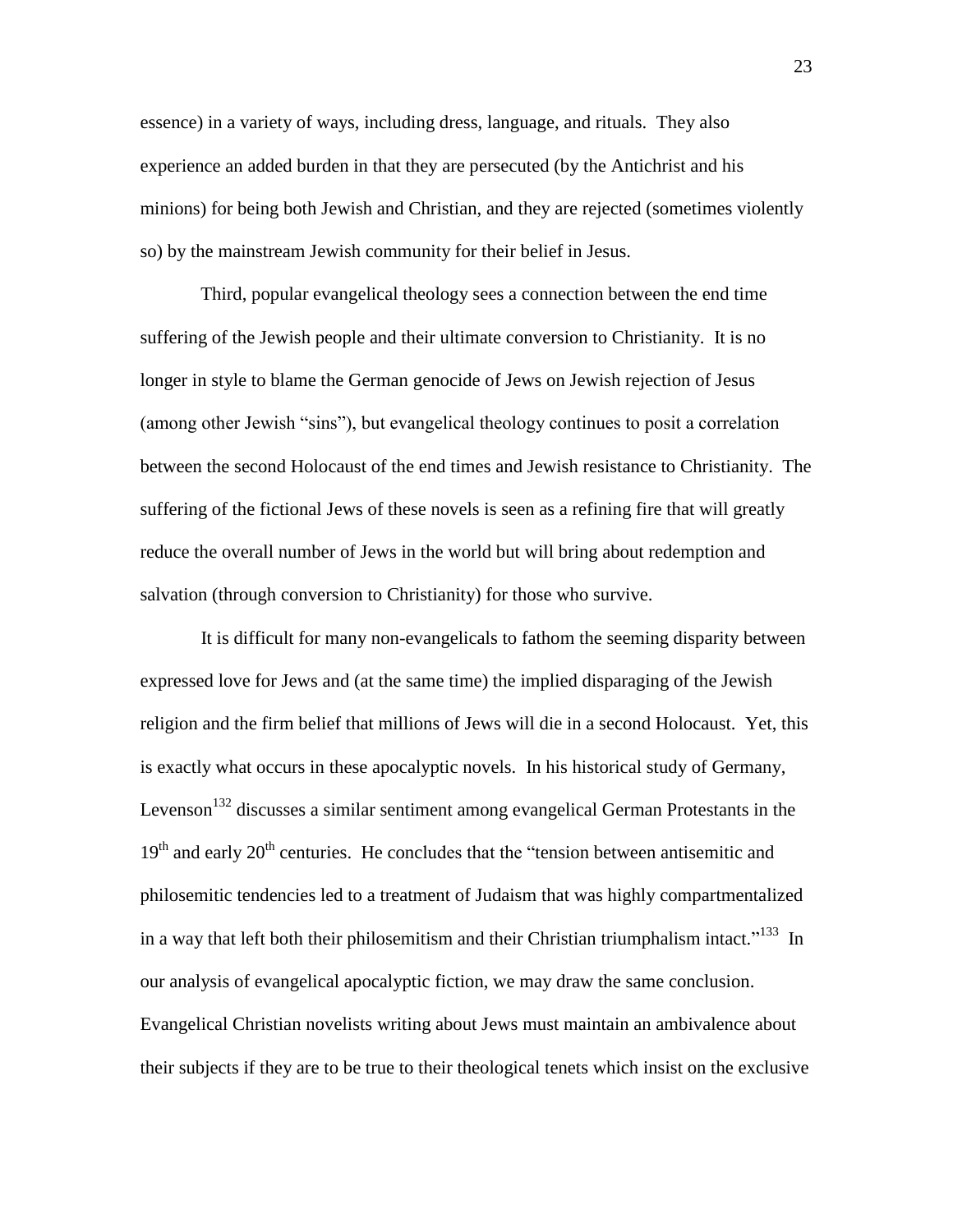essence) in a variety of ways, including dress, language, and rituals. They also experience an added burden in that they are persecuted (by the Antichrist and his minions) for being both Jewish and Christian, and they are rejected (sometimes violently so) by the mainstream Jewish community for their belief in Jesus.

Third, popular evangelical theology sees a connection between the end time suffering of the Jewish people and their ultimate conversion to Christianity. It is no longer in style to blame the German genocide of Jews on Jewish rejection of Jesus (among other Jewish "sins"), but evangelical theology continues to posit a correlation between the second Holocaust of the end times and Jewish resistance to Christianity. The suffering of the fictional Jews of these novels is seen as a refining fire that will greatly reduce the overall number of Jews in the world but will bring about redemption and salvation (through conversion to Christianity) for those who survive.

It is difficult for many non-evangelicals to fathom the seeming disparity between expressed love for Jews and (at the same time) the implied disparaging of the Jewish religion and the firm belief that millions of Jews will die in a second Holocaust. Yet, this is exactly what occurs in these apocalyptic novels. In his historical study of Germany, Levenson[132] discusses a similar sentiment among evangelical German Protestants in the 19th and early 20th centuries. He concludes that the "tension between antisemitic and philosemitic tendencies led to a treatment of Judaism that was highly compartmentalized in a way that left both their philosemitism and their Christian triumphalism intact."[133] In our analysis of evangelical apocalyptic fiction, we may draw the same conclusion. Evangelical Christian novelists writing about Jews must maintain an ambivalence about their subjects if they are to be true to their theological tenets which insist on the exclusive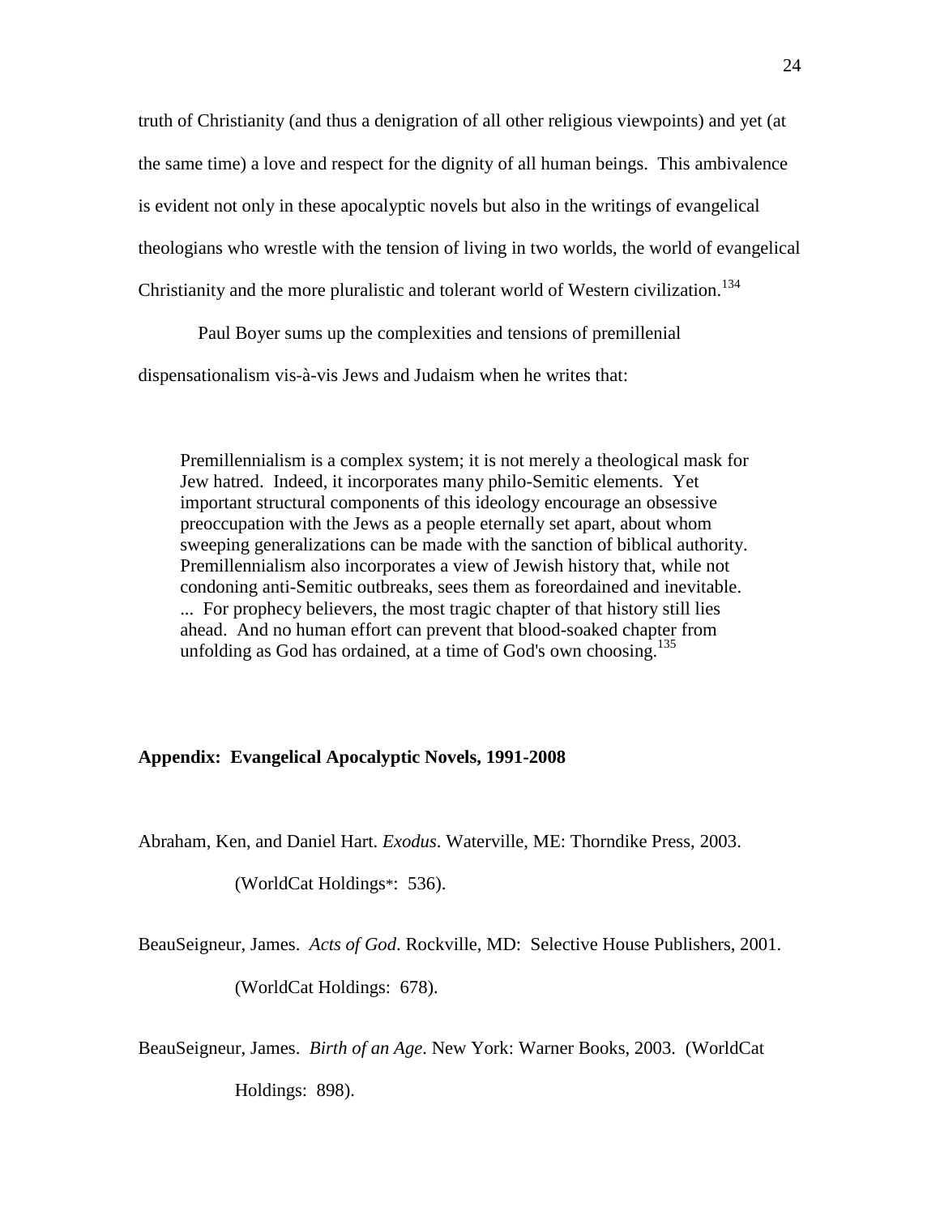truth of Christianity (and thus a denigration of all other religious viewpoints) and yet (at the same time) a love and respect for the dignity of all human beings. This ambivalence is evident not only in these apocalyptic novels but also in the writings of evangelical theologians who wrestle with the tension of living in two worlds, the world of evangelical Christianity and the more pluralistic and tolerant world of Western civilization.[134]

Paul Boyer sums up the complexities and tensions of premillenial dispensationalism vis-à-vis Jews and Judaism when he writes that:

> Premillennialism is a complex system; it is not merely a theological mask for Jew hatred. Indeed, it incorporates many philo-Semitic elements. Yet important structural components of this ideology encourage an obsessive preoccupation with the Jews as a people eternally set apart, about whom sweeping generalizations can be made with the sanction of biblical authority. Premillennialism also incorporates a view of Jewish history that, while not condoning anti-Semitic outbreaks, sees them as foreordained and inevitable. ... For prophecy believers, the most tragic chapter of that history still lies ahead. And no human effort can prevent that blood-soaked chapter from unfolding as God has ordained, at a time of God's own choosing.[135]

**Appendix: Evangelical Apocalyptic Novels, 1991-2008**

Abraham, Ken, and Daniel Hart. *Exodus*. Waterville, ME: Thorndike Press, 2003. (WorldCat Holdings*: 536).

BeauSeigneur, James. *Acts of God*. Rockville, MD: Selective House Publishers, 2001. (WorldCat Holdings: 678).

BeauSeigneur, James. *Birth of an Age*. New York: Warner Books, 2003. (WorldCat Holdings: 898).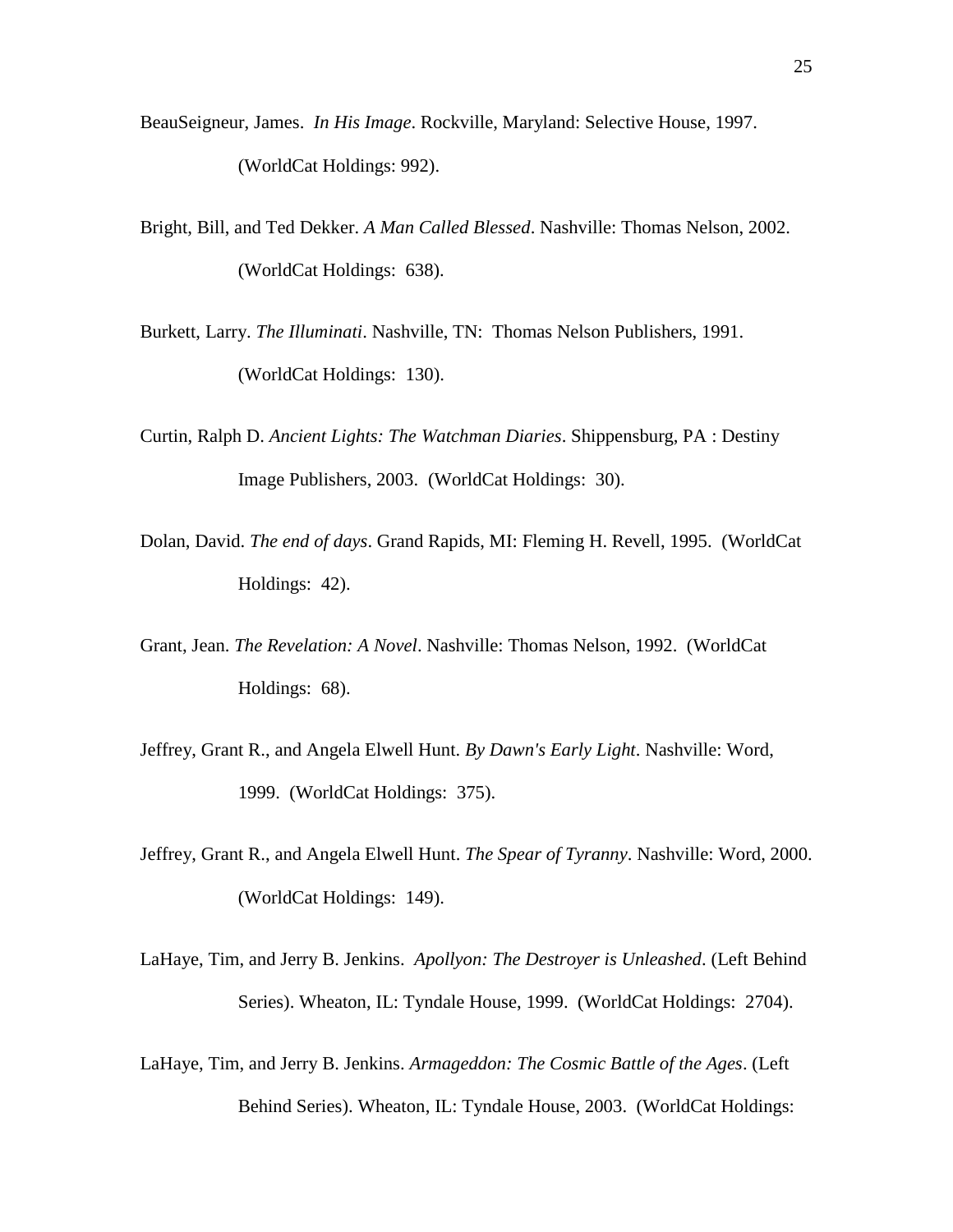BeauSeigneur, James. *In His Image*. Rockville, Maryland: Selective House, 1997. (WorldCat Holdings: 992).

Bright, Bill, and Ted Dekker. *A Man Called Blessed*. Nashville: Thomas Nelson, 2002. (WorldCat Holdings: 638).

Burkett, Larry. *The Illuminati*. Nashville, TN: Thomas Nelson Publishers, 1991. (WorldCat Holdings: 130).

Curtin, Ralph D. *Ancient Lights: The Watchman Diaries*. Shippensburg, PA : Destiny Image Publishers, 2003. (WorldCat Holdings: 30).

Dolan, David. *The end of days*. Grand Rapids, MI: Fleming H. Revell, 1995. (WorldCat Holdings: 42).

Grant, Jean. *The Revelation: A Novel*. Nashville: Thomas Nelson, 1992. (WorldCat Holdings: 68).

Jeffrey, Grant R., and Angela Elwell Hunt. *By Dawn's Early Light*. Nashville: Word, 1999. (WorldCat Holdings: 375).

Jeffrey, Grant R., and Angela Elwell Hunt. *The Spear of Tyranny*. Nashville: Word, 2000. (WorldCat Holdings: 149).

LaHaye, Tim, and Jerry B. Jenkins. *Apollyon: The Destroyer is Unleashed*. (Left Behind Series). Wheaton, IL: Tyndale House, 1999. (WorldCat Holdings: 2704).

LaHaye, Tim, and Jerry B. Jenkins. *Armageddon: The Cosmic Battle of the Ages*. (Left Behind Series). Wheaton, IL: Tyndale House, 2003. (WorldCat Holdings: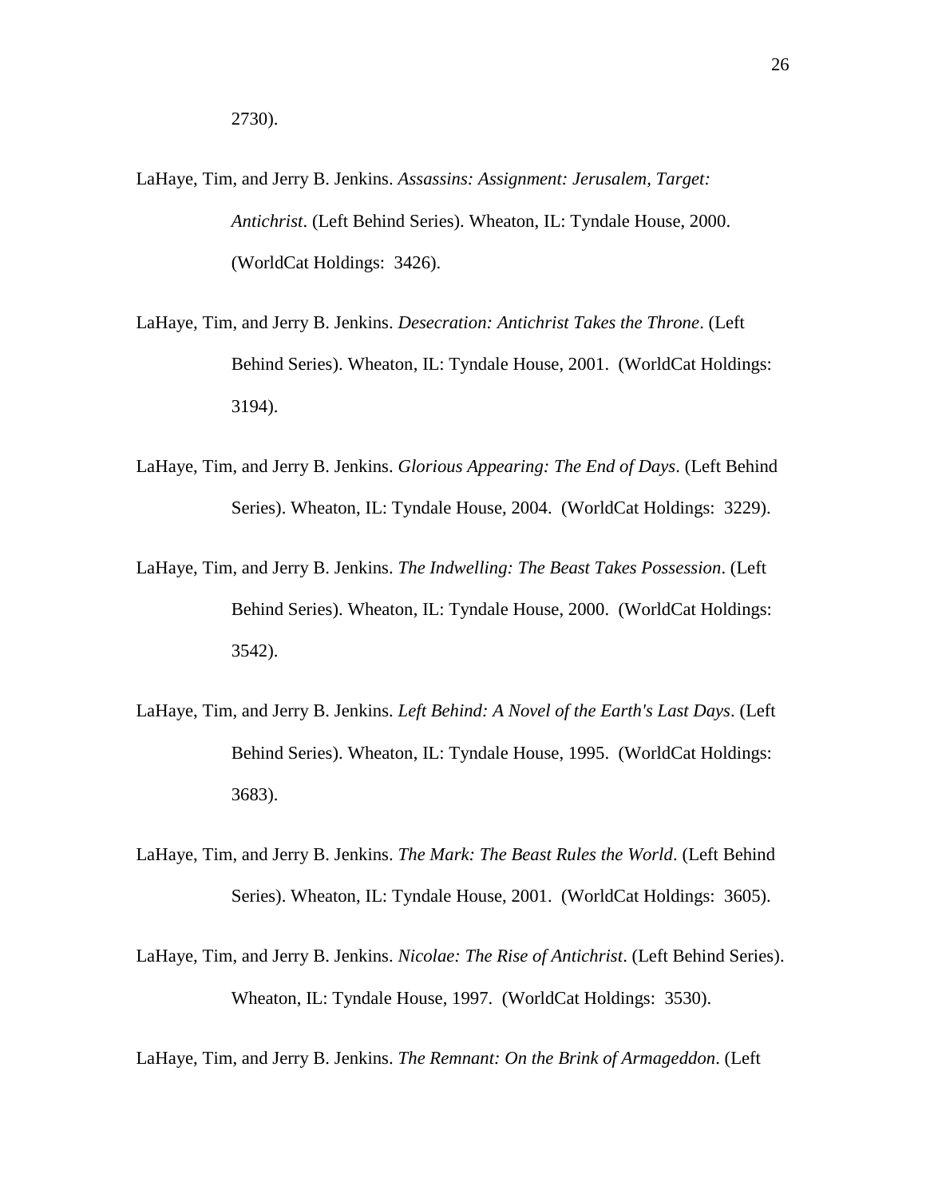2730).

LaHaye, Tim, and Jerry B. Jenkins. *Assassins: Assignment: Jerusalem, Target: Antichrist*. (Left Behind Series). Wheaton, IL: Tyndale House, 2000. (WorldCat Holdings: 3426).

LaHaye, Tim, and Jerry B. Jenkins. *Desecration: Antichrist Takes the Throne*. (Left Behind Series). Wheaton, IL: Tyndale House, 2001. (WorldCat Holdings: 3194).

LaHaye, Tim, and Jerry B. Jenkins. *Glorious Appearing: The End of Days*. (Left Behind Series). Wheaton, IL: Tyndale House, 2004. (WorldCat Holdings: 3229).

LaHaye, Tim, and Jerry B. Jenkins. *The Indwelling: The Beast Takes Possession*. (Left Behind Series). Wheaton, IL: Tyndale House, 2000. (WorldCat Holdings: 3542).

LaHaye, Tim, and Jerry B. Jenkins. *Left Behind: A Novel of the Earth's Last Days*. (Left Behind Series). Wheaton, IL: Tyndale House, 1995. (WorldCat Holdings: 3683).

LaHaye, Tim, and Jerry B. Jenkins. *The Mark: The Beast Rules the World*. (Left Behind Series). Wheaton, IL: Tyndale House, 2001. (WorldCat Holdings: 3605).

LaHaye, Tim, and Jerry B. Jenkins. *Nicolae: The Rise of Antichrist*. (Left Behind Series). Wheaton, IL: Tyndale House, 1997. (WorldCat Holdings: 3530).

LaHaye, Tim, and Jerry B. Jenkins. *The Remnant: On the Brink of Armageddon*. (Left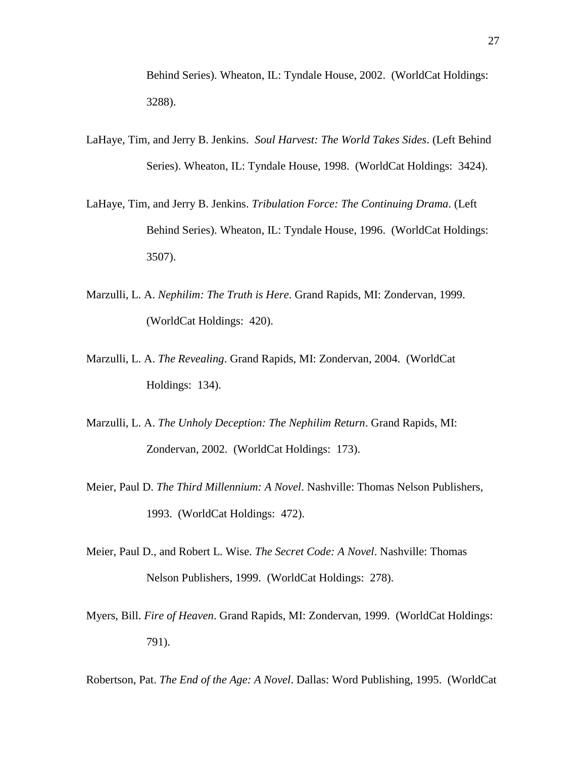Behind Series). Wheaton, IL: Tyndale House, 2002. (WorldCat Holdings: 3288).

LaHaye, Tim, and Jerry B. Jenkins. *Soul Harvest: The World Takes Sides*. (Left Behind Series). Wheaton, IL: Tyndale House, 1998. (WorldCat Holdings: 3424).

LaHaye, Tim, and Jerry B. Jenkins. *Tribulation Force: The Continuing Drama*. (Left Behind Series). Wheaton, IL: Tyndale House, 1996. (WorldCat Holdings: 3507).

Marzulli, L. A. *Nephilim: The Truth is Here*. Grand Rapids, MI: Zondervan, 1999. (WorldCat Holdings: 420).

Marzulli, L. A. *The Revealing*. Grand Rapids, MI: Zondervan, 2004. (WorldCat Holdings: 134).

Marzulli, L. A. *The Unholy Deception: The Nephilim Return*. Grand Rapids, MI: Zondervan, 2002. (WorldCat Holdings: 173).

Meier, Paul D. *The Third Millennium: A Novel*. Nashville: Thomas Nelson Publishers, 1993. (WorldCat Holdings: 472).

Meier, Paul D., and Robert L. Wise. *The Secret Code: A Novel*. Nashville: Thomas Nelson Publishers, 1999. (WorldCat Holdings: 278).

Myers, Bill. *Fire of Heaven*. Grand Rapids, MI: Zondervan, 1999. (WorldCat Holdings: 791).

Robertson, Pat. *The End of the Age: A Novel*. Dallas: Word Publishing, 1995. (WorldCat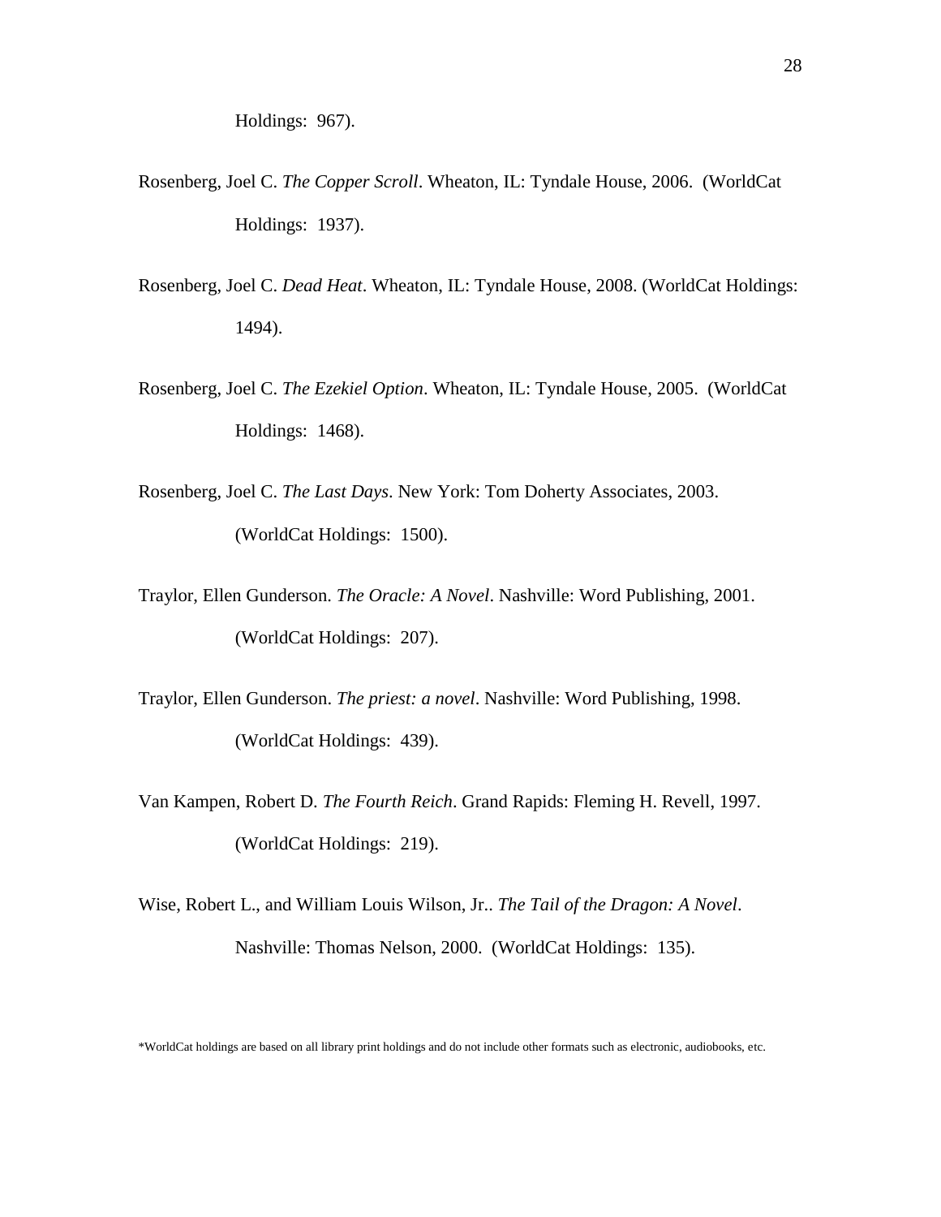Holdings: 967).

Rosenberg, Joel C. *The Copper Scroll*. Wheaton, IL: Tyndale House, 2006. (WorldCat Holdings: 1937).

Rosenberg, Joel C. *Dead Heat*. Wheaton, IL: Tyndale House, 2008. (WorldCat Holdings: 1494).

Rosenberg, Joel C. *The Ezekiel Option*. Wheaton, IL: Tyndale House, 2005. (WorldCat Holdings: 1468).

Rosenberg, Joel C. *The Last Days*. New York: Tom Doherty Associates, 2003. (WorldCat Holdings: 1500).

Traylor, Ellen Gunderson. *The Oracle: A Novel*. Nashville: Word Publishing, 2001. (WorldCat Holdings: 207).

Traylor, Ellen Gunderson. *The priest: a novel*. Nashville: Word Publishing, 1998. (WorldCat Holdings: 439).

Van Kampen, Robert D. *The Fourth Reich*. Grand Rapids: Fleming H. Revell, 1997. (WorldCat Holdings: 219).

Wise, Robert L., and William Louis Wilson, Jr.. *The Tail of the Dragon: A Novel*. Nashville: Thomas Nelson, 2000. (WorldCat Holdings: 135).

*WorldCat holdings are based on all library print holdings and do not include other formats such as electronic, audiobooks, etc.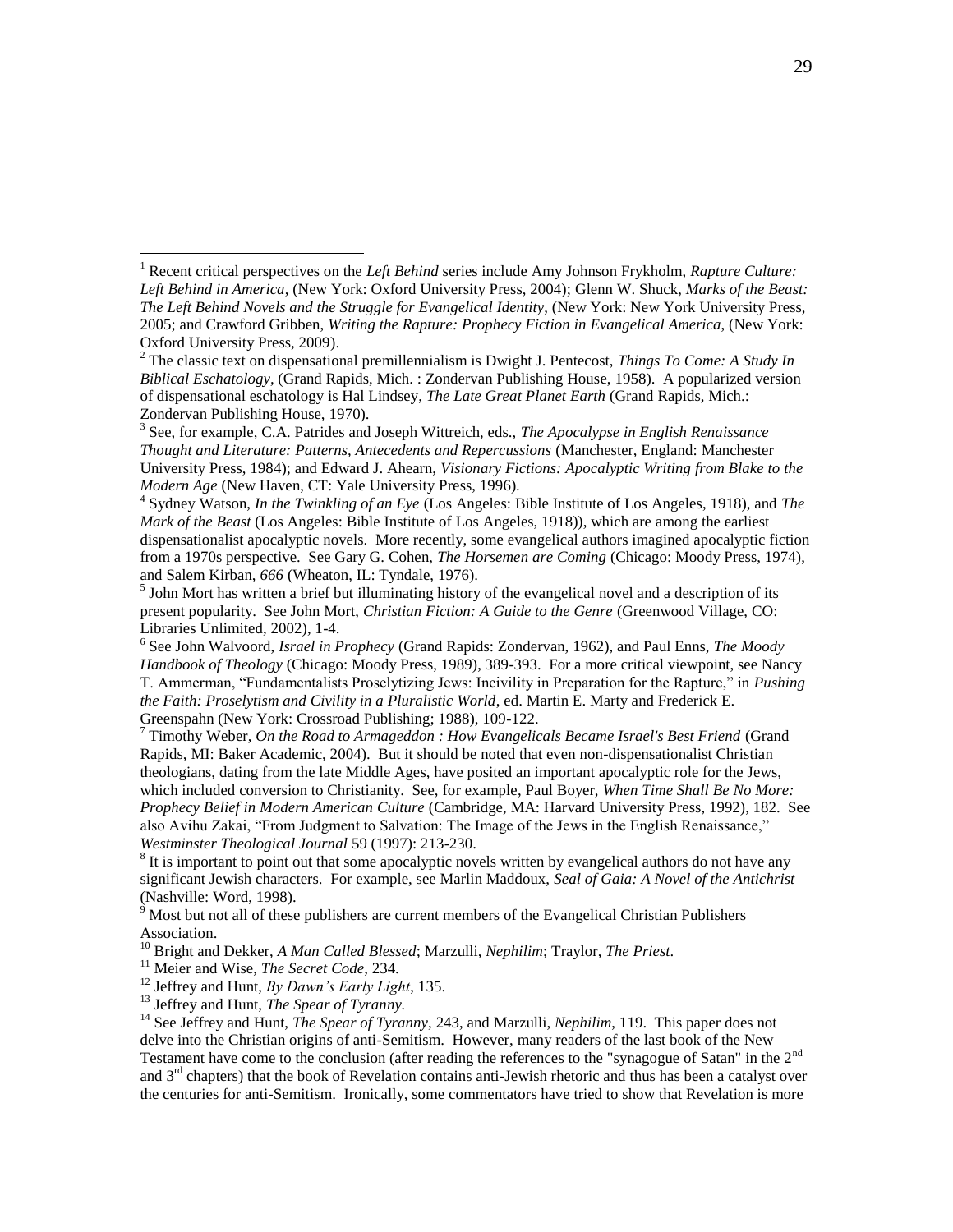[1] Recent critical perspectives on the *Left Behind* series include Amy Johnson Frykholm, *Rapture Culture: Left Behind in America*, (New York: Oxford University Press, 2004); Glenn W. Shuck, *Marks of the Beast: The Left Behind Novels and the Struggle for Evangelical Identity*, (New York: New York University Press, 2005; and Crawford Gribben, *Writing the Rapture: Prophecy Fiction in Evangelical America*, (New York: Oxford University Press, 2009).

[2] The classic text on dispensational premillennialism is Dwight J. Pentecost, *Things To Come: A Study In Biblical Eschatology*, (Grand Rapids, Mich. : Zondervan Publishing House, 1958). A popularized version of dispensational eschatology is Hal Lindsey, *The Late Great Planet Earth* (Grand Rapids, Mich.: Zondervan Publishing House, 1970).

[3] See, for example, C.A. Patrides and Joseph Wittreich, eds., *The Apocalypse in English Renaissance Thought and Literature: Patterns, Antecedents and Repercussions* (Manchester, England: Manchester University Press, 1984); and Edward J. Ahearn, *Visionary Fictions: Apocalyptic Writing from Blake to the Modern Age* (New Haven, CT: Yale University Press, 1996).

[4] Sydney Watson, *In the Twinkling of an Eye* (Los Angeles: Bible Institute of Los Angeles, 1918), and *The Mark of the Beast* (Los Angeles: Bible Institute of Los Angeles, 1918)), which are among the earliest dispensationalist apocalyptic novels. More recently, some evangelical authors imagined apocalyptic fiction from a 1970s perspective. See Gary G. Cohen, *The Horsemen are Coming* (Chicago: Moody Press, 1974), and Salem Kirban, *666* (Wheaton, IL: Tyndale, 1976).

[5] John Mort has written a brief but illuminating history of the evangelical novel and a description of its present popularity. See John Mort, *Christian Fiction: A Guide to the Genre* (Greenwood Village, CO: Libraries Unlimited, 2002), 1-4.

[6] See John Walvoord, *Israel in Prophecy* (Grand Rapids: Zondervan, 1962), and Paul Enns, *The Moody Handbook of Theology* (Chicago: Moody Press, 1989), 389-393. For a more critical viewpoint, see Nancy T. Ammerman, "Fundamentalists Proselytizing Jews: Incivility in Preparation for the Rapture," in *Pushing the Faith: Proselytism and Civility in a Pluralistic World*, ed. Martin E. Marty and Frederick E. Greenspahn (New York: Crossroad Publishing; 1988), 109-122.

[7] Timothy Weber, *On the Road to Armageddon : How Evangelicals Became Israel's Best Friend* (Grand Rapids, MI: Baker Academic, 2004). But it should be noted that even non-dispensationalist Christian theologians, dating from the late Middle Ages, have posited an important apocalyptic role for the Jews, which included conversion to Christianity. See, for example, Paul Boyer, *When Time Shall Be No More: Prophecy Belief in Modern American Culture* (Cambridge, MA: Harvard University Press, 1992), 182. See also Avihu Zakai, "From Judgment to Salvation: The Image of the Jews in the English Renaissance," *Westminster Theological Journal* 59 (1997): 213-230.

[8] It is important to point out that some apocalyptic novels written by evangelical authors do not have any significant Jewish characters. For example, see Marlin Maddoux, *Seal of Gaia: A Novel of the Antichrist* (Nashville: Word, 1998).

[9] Most but not all of these publishers are current members of the Evangelical Christian Publishers Association.

[10] Bright and Dekker, *A Man Called Blessed*; Marzulli, *Nephilim*; Traylor, *The Priest*.

[11] Meier and Wise, *The Secret Code*, 234.

[12] Jeffrey and Hunt, *By Dawn's Early Light*, 135.

[13] Jeffrey and Hunt, *The Spear of Tyranny*.

[14] See Jeffrey and Hunt, *The Spear of Tyranny*, 243, and Marzulli, *Nephilim*, 119. This paper does not delve into the Christian origins of anti-Semitism. However, many readers of the last book of the New Testament have come to the conclusion (after reading the references to the "synagogue of Satan" in the 2nd and 3rd chapters) that the book of Revelation contains anti-Jewish rhetoric and thus has been a catalyst over the centuries for anti-Semitism. Ironically, some commentators have tried to show that Revelation is more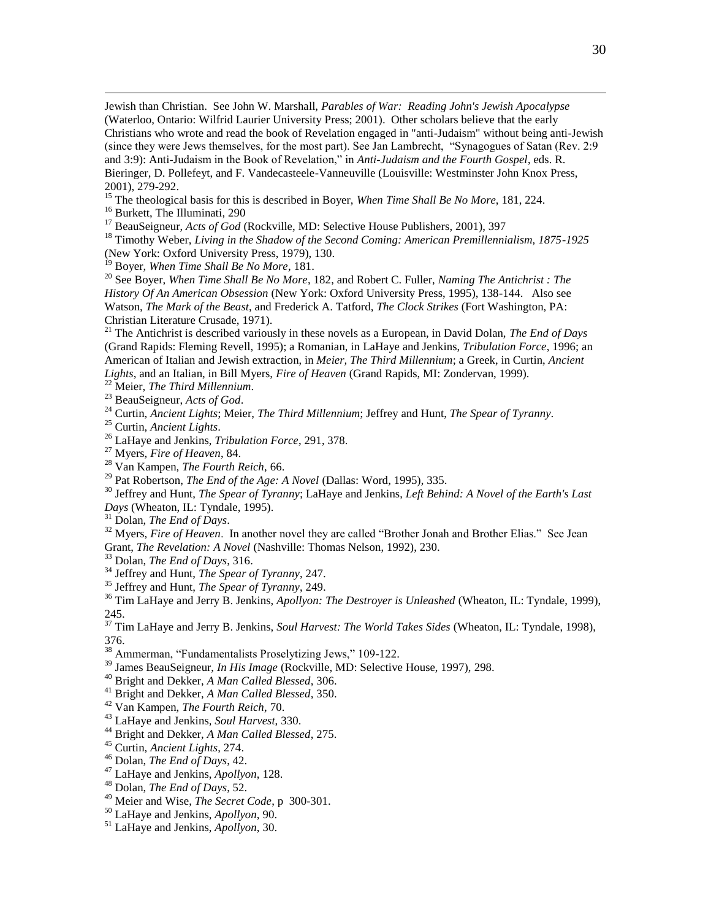Jewish than Christian. See John W. Marshall, *Parables of War: Reading John's Jewish Apocalypse* (Waterloo, Ontario: Wilfrid Laurier University Press; 2001). Other scholars believe that the early Christians who wrote and read the book of Revelation engaged in "anti-Judaism" without being anti-Jewish (since they were Jews themselves, for the most part). See Jan Lambrecht, "Synagogues of Satan (Rev. 2:9 and 3:9): Anti-Judaism in the Book of Revelation," in *Anti-Judaism and the Fourth Gospel*, eds. R. Bieringer, D. Pollefeyt, and F. Vandecasteele-Vanneuville (Louisville: Westminster John Knox Press, 2001), 279-292.

[15] The theological basis for this is described in Boyer, *When Time Shall Be No More*, 181, 224.

[16] Burkett, The Illuminati, 290

[17] BeauSeigneur, *Acts of God* (Rockville, MD: Selective House Publishers, 2001), 397

[18] Timothy Weber, *Living in the Shadow of the Second Coming: American Premillennialism, 1875-1925* (New York: Oxford University Press, 1979), 130.

[19] Boyer, *When Time Shall Be No More*, 181.

[20] See Boyer, *When Time Shall Be No More*, 182, and Robert C. Fuller, *Naming The Antichrist : The History Of An American Obsession* (New York: Oxford University Press, 1995), 138-144. Also see Watson, *The Mark of the Beast*, and Frederick A. Tatford, *The Clock Strikes* (Fort Washington, PA: Christian Literature Crusade, 1971).

[21] The Antichrist is described variously in these novels as a European, in David Dolan, *The End of Days* (Grand Rapids: Fleming Revell, 1995); a Romanian, in LaHaye and Jenkins, *Tribulation Force*, 1996; an American of Italian and Jewish extraction, in *Meier, The Third Millennium*; a Greek, in Curtin, *Ancient Lights*, and an Italian, in Bill Myers, *Fire of Heaven* (Grand Rapids, MI: Zondervan, 1999).

[22] Meier, *The Third Millennium*.

[23] BeauSeigneur, *Acts of God*.

[24] Curtin, *Ancient Lights*; Meier, *The Third Millennium*; Jeffrey and Hunt, *The Spear of Tyranny*.

[25] Curtin, *Ancient Lights*.

[26] LaHaye and Jenkins, *Tribulation Force*, 291, 378.

[27] Myers, *Fire of Heaven*, 84.

[28] Van Kampen, *The Fourth Reich*, 66.

[29] Pat Robertson, *The End of the Age: A Novel* (Dallas: Word, 1995), 335.

[30] Jeffrey and Hunt, *The Spear of Tyranny*; LaHaye and Jenkins, *Left Behind: A Novel of the Earth's Last Days* (Wheaton, IL: Tyndale, 1995).

[31] Dolan, *The End of Days*.

[32] Myers, *Fire of Heaven*. In another novel they are called "Brother Jonah and Brother Elias." See Jean Grant, *The Revelation: A Novel* (Nashville: Thomas Nelson, 1992), 230.

[33] Dolan, *The End of Days*, 316.

[34] Jeffrey and Hunt, *The Spear of Tyranny*, 247.

[35] Jeffrey and Hunt, *The Spear of Tyranny*, 249.

[36] Tim LaHaye and Jerry B. Jenkins, *Apollyon: The Destroyer is Unleashed* (Wheaton, IL: Tyndale, 1999), 245.

[37] Tim LaHaye and Jerry B. Jenkins, *Soul Harvest: The World Takes Sides* (Wheaton, IL: Tyndale, 1998), 376.

[38] Ammerman, "Fundamentalists Proselytizing Jews," 109-122.

[39] James BeauSeigneur, *In His Image* (Rockville, MD: Selective House, 1997), 298.

[40] Bright and Dekker, *A Man Called Blessed*, 306.

[41] Bright and Dekker, *A Man Called Blessed*, 350.

[42] Van Kampen, *The Fourth Reich*, 70.

[43] LaHaye and Jenkins, *Soul Harvest*, 330.

[44] Bright and Dekker, *A Man Called Blessed*, 275.

[45] Curtin, *Ancient Lights*, 274.

[46] Dolan, *The End of Days*, 42.

[47] LaHaye and Jenkins, *Apollyon*, 128.

[48] Dolan, *The End of Days*, 52.

[49] Meier and Wise, *The Secret Code*, p 300-301.

[50] LaHaye and Jenkins, *Apollyon*, 90.

[51] LaHaye and Jenkins, *Apollyon*, 30.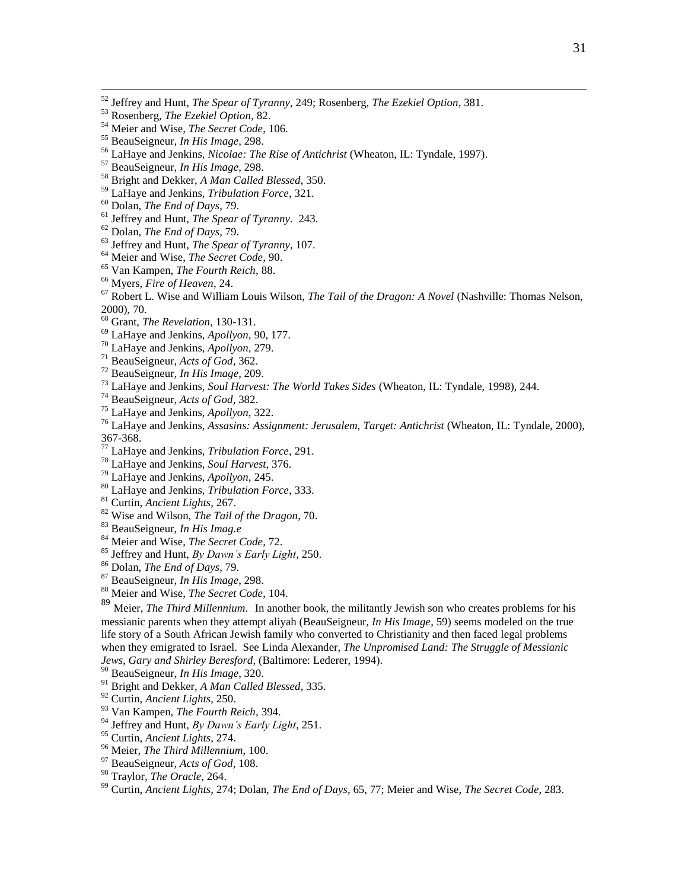[52] Jeffrey and Hunt, *The Spear of Tyranny*, 249; Rosenberg, *The Ezekiel Option*, 381.
[53] Rosenberg, *The Ezekiel Option*, 82.
[54] Meier and Wise, *The Secret Code*, 106.
[55] BeauSeigneur, *In His Image*, 298.
[56] LaHaye and Jenkins, *Nicolae: The Rise of Antichrist* (Wheaton, IL: Tyndale, 1997).
[57] BeauSeigneur, *In His Image*, 298.
[58] Bright and Dekker, *A Man Called Blessed*, 350.
[59] LaHaye and Jenkins, *Tribulation Force*, 321.
[60] Dolan, *The End of Days*, 79.
[61] Jeffrey and Hunt, *The Spear of Tyranny*. 243.
[62] Dolan, *The End of Days*, 79.
[63] Jeffrey and Hunt, *The Spear of Tyranny*, 107.
[64] Meier and Wise, *The Secret Code*, 90.
[65] Van Kampen, *The Fourth Reich*, 88.
[66] Myers, *Fire of Heaven*, 24.
[67] Robert L. Wise and William Louis Wilson, *The Tail of the Dragon: A Novel* (Nashville: Thomas Nelson, 2000), 70.
[68] Grant, *The Revelation*, 130-131.
[69] LaHaye and Jenkins, *Apollyon*, 90, 177.
[70] LaHaye and Jenkins, *Apollyon*, 279.
[71] BeauSeigneur, *Acts of God*, 362.
[72] BeauSeigneur, *In His Image*, 209.
[73] LaHaye and Jenkins, *Soul Harvest: The World Takes Sides* (Wheaton, IL: Tyndale, 1998), 244.
[74] BeauSeigneur, *Acts of God*, 382.
[75] LaHaye and Jenkins, *Apollyon*, 322.
[76] LaHaye and Jenkins, *Assasins: Assignment: Jerusalem, Target: Antichrist* (Wheaton, IL: Tyndale, 2000), 367-368.
[77] LaHaye and Jenkins, *Tribulation Force*, 291.
[78] LaHaye and Jenkins, *Soul Harvest*, 376.
[79] LaHaye and Jenkins, *Apollyon*, 245.
[80] LaHaye and Jenkins, *Tribulation Force*, 333.
[81] Curtin, *Ancient Lights*, 267.
[82] Wise and Wilson, *The Tail of the Dragon*, 70.
[83] BeauSeigneur, *In His Imag.e*
[84] Meier and Wise, *The Secret Code*, 72.
[85] Jeffrey and Hunt, *By Dawn's Early Light*, 250.
[86] Dolan, *The End of Days*, 79.
[87] BeauSeigneur, *In His Image*, 298.
[88] Meier and Wise, *The Secret Code*, 104.
[89] Meier, *The Third Millennium*. In another book, the militantly Jewish son who creates problems for his messianic parents when they attempt aliyah (BeauSeigneur, *In His Image*, 59) seems modeled on the true life story of a South African Jewish family who converted to Christianity and then faced legal problems when they emigrated to Israel. See Linda Alexander, *The Unpromised Land: The Struggle of Messianic Jews, Gary and Shirley Beresford*, (Baltimore: Lederer, 1994).
[90] BeauSeigneur, *In His Image*, 320.
[91] Bright and Dekker, *A Man Called Blessed*, 335.
[92] Curtin, *Ancient Lights*, 250.
[93] Van Kampen, *The Fourth Reich*, 394.
[94] Jeffrey and Hunt, *By Dawn's Early Light*, 251.
[95] Curtin, *Ancient Lights*, 274.
[96] Meier, *The Third Millennium*, 100.
[97] BeauSeigneur, *Acts of God*, 108.
[98] Traylor, *The Oracle*, 264.
[99] Curtin, *Ancient Lights*, 274; Dolan, *The End of Days*, 65, 77; Meier and Wise, *The Secret Code*, 283.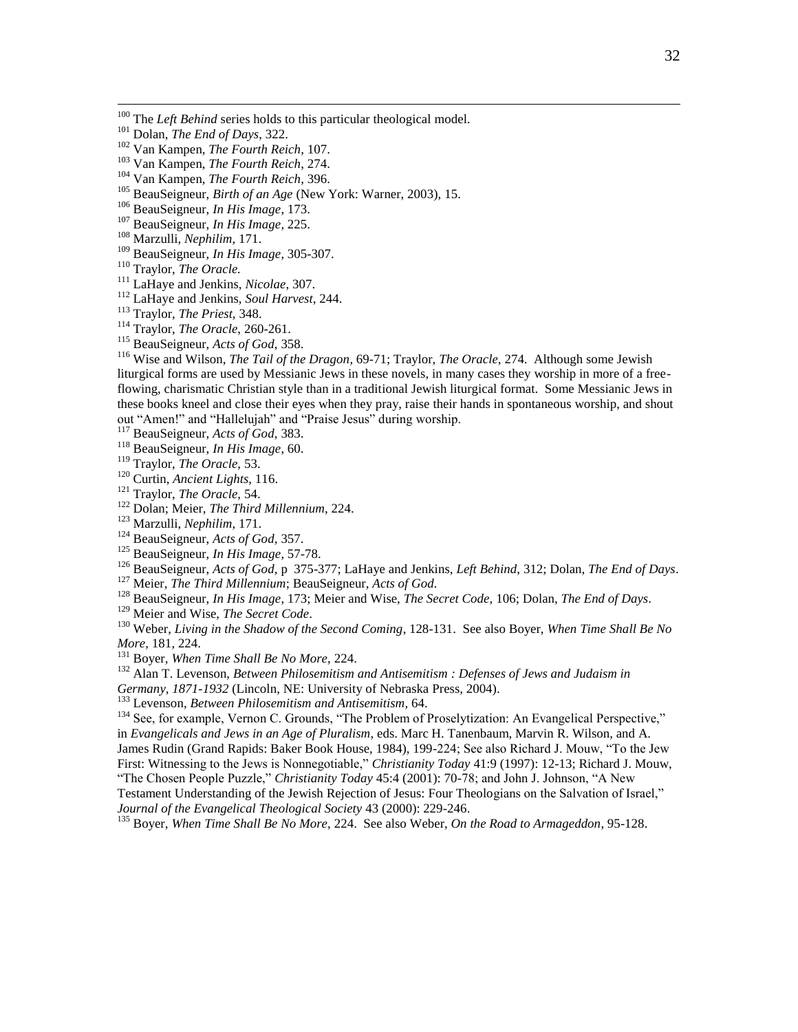[100] The *Left Behind* series holds to this particular theological model.

[101] Dolan, *The End of Days*, 322.

[102] Van Kampen, *The Fourth Reich*, 107.

[103] Van Kampen, *The Fourth Reich*, 274.

[104] Van Kampen, *The Fourth Reich*, 396.

[105] BeauSeigneur, *Birth of an Age* (New York: Warner, 2003), 15.

[106] BeauSeigneur, *In His Image*, 173.

[107] BeauSeigneur, *In His Image*, 225.

[108] Marzulli, *Nephilim*, 171.

[109] BeauSeigneur, *In His Image*, 305-307.

[110] Traylor, *The Oracle.*

[111] LaHaye and Jenkins, *Nicolae*, 307.

[112] LaHaye and Jenkins, *Soul Harvest*, 244.

[113] Traylor, *The Priest*, 348.

[114] Traylor, *The Oracle*, 260-261.

[115] BeauSeigneur, *Acts of God*, 358.

[116] Wise and Wilson, *The Tail of the Dragon*, 69-71; Traylor, *The Oracle*, 274. Although some Jewish liturgical forms are used by Messianic Jews in these novels, in many cases they worship in more of a free-flowing, charismatic Christian style than in a traditional Jewish liturgical format. Some Messianic Jews in these books kneel and close their eyes when they pray, raise their hands in spontaneous worship, and shout out "Amen!" and "Hallelujah" and "Praise Jesus" during worship.

[117] BeauSeigneur, *Acts of God*, 383.

[118] BeauSeigneur, *In His Image*, 60.

[119] Traylor, *The Oracle*, 53.

[120] Curtin, *Ancient Lights*, 116.

[121] Traylor, *The Oracle*, 54.

[122] Dolan; Meier, *The Third Millennium*, 224.

[123] Marzulli, *Nephilim*, 171.

[124] BeauSeigneur, *Acts of God*, 357.

[125] BeauSeigneur, *In His Image*, 57-78.

[126] BeauSeigneur, *Acts of God*, p 375-377; LaHaye and Jenkins, *Left Behind*, 312; Dolan, *The End of Days*.

[127] Meier, *The Third Millennium*; BeauSeigneur, *Acts of God.*

[128] BeauSeigneur, *In His Image*, 173; Meier and Wise, *The Secret Code*, 106; Dolan, *The End of Days*.

[129] Meier and Wise, *The Secret Code*.

[130] Weber, *Living in the Shadow of the Second Coming*, 128-131. See also Boyer, *When Time Shall Be No More*, 181, 224.

[131] Boyer, *When Time Shall Be No More*, 224.

[132] Alan T. Levenson, *Between Philosemitism and Antisemitism : Defenses of Jews and Judaism in Germany, 1871-1932* (Lincoln, NE: University of Nebraska Press, 2004).

[133] Levenson, *Between Philosemitism and Antisemitism*, 64.

[134] See, for example, Vernon C. Grounds, "The Problem of Proselytization: An Evangelical Perspective," in *Evangelicals and Jews in an Age of Pluralism*, eds. Marc H. Tanenbaum, Marvin R. Wilson, and A. James Rudin (Grand Rapids: Baker Book House, 1984), 199-224; See also Richard J. Mouw, "To the Jew First: Witnessing to the Jews is Nonnegotiable," *Christianity Today* 41:9 (1997): 12-13; Richard J. Mouw, "The Chosen People Puzzle," *Christianity Today* 45:4 (2001): 70-78; and John J. Johnson, "A New Testament Understanding of the Jewish Rejection of Jesus: Four Theologians on the Salvation of Israel," *Journal of the Evangelical Theological Society* 43 (2000): 229-246.

[135] Boyer, *When Time Shall Be No More*, 224. See also Weber, *On the Road to Armageddon*, 95-128.